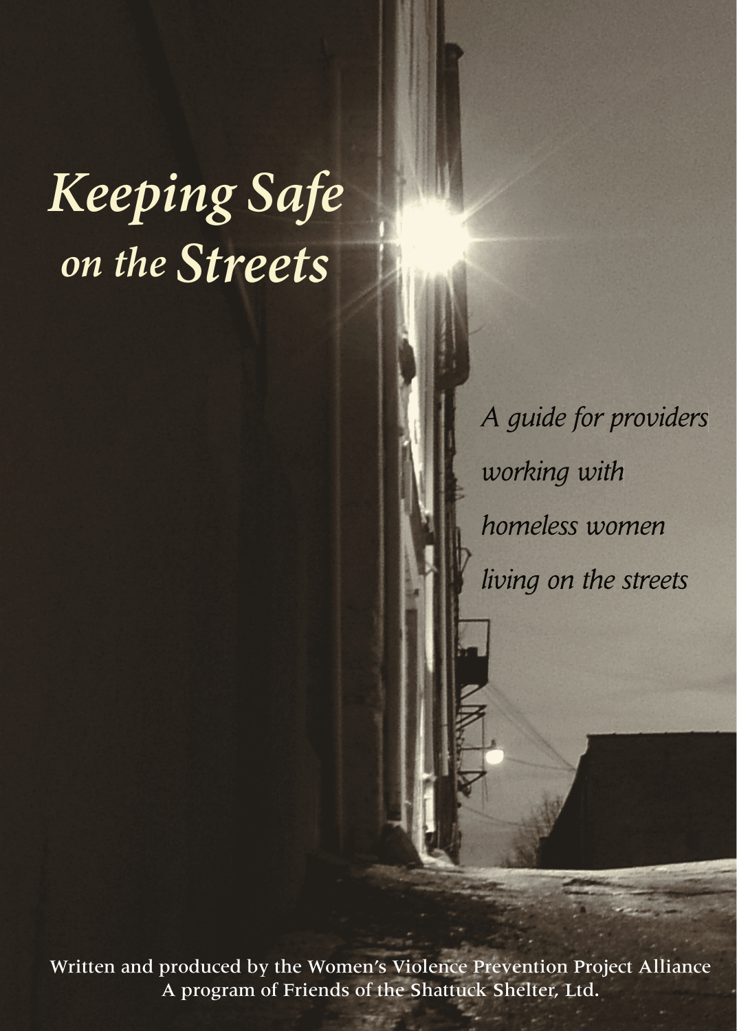# *Keeping Safe on the Streets*

*A guide for providers working with homeless women living on the streets*

Written and produced by the Women's Violence Prevention Project Alliance
A program of Friends of the Shattuck Shelter, Ltd.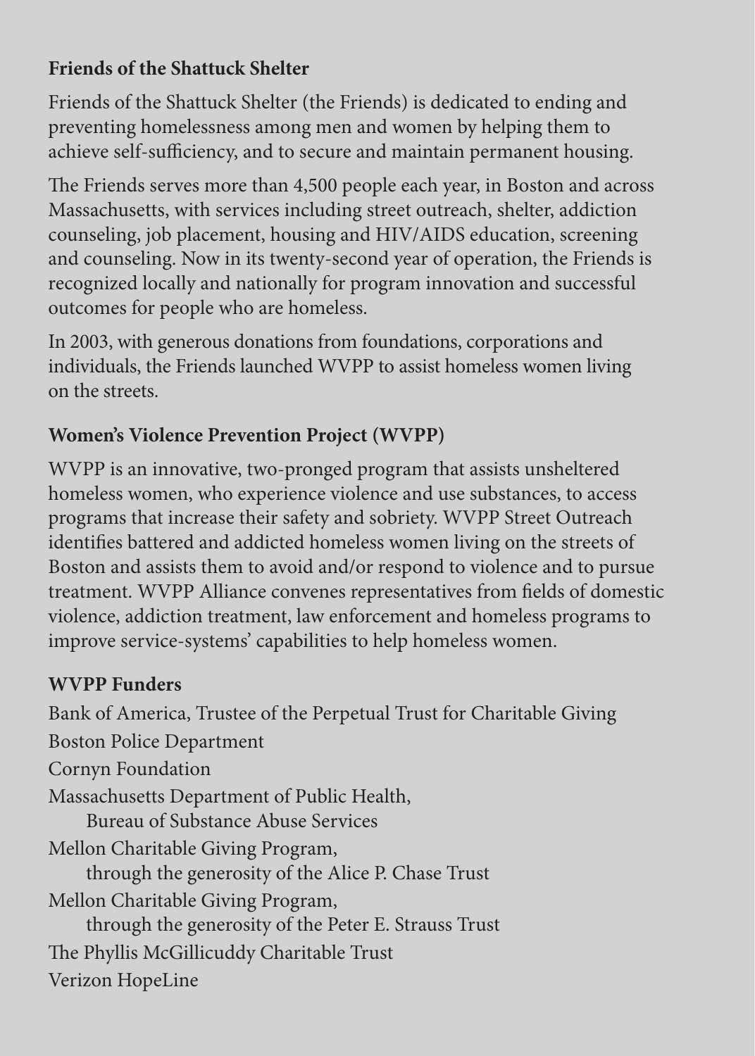## Friends of the Shattuck Shelter

Friends of the Shattuck Shelter (the Friends) is dedicated to ending and preventing homelessness among men and women by helping them to achieve self-sufficiency, and to secure and maintain permanent housing.

The Friends serves more than 4,500 people each year, in Boston and across Massachusetts, with services including street outreach, shelter, addiction counseling, job placement, housing and HIV/AIDS education, screening and counseling. Now in its twenty-second year of operation, the Friends is recognized locally and nationally for program innovation and successful outcomes for people who are homeless.

In 2003, with generous donations from foundations, corporations and individuals, the Friends launched WVPP to assist homeless women living on the streets.

## Women's Violence Prevention Project (WVPP)

WVPP is an innovative, two-pronged program that assists unsheltered homeless women, who experience violence and use substances, to access programs that increase their safety and sobriety. WVPP Street Outreach identifies battered and addicted homeless women living on the streets of Boston and assists them to avoid and/or respond to violence and to pursue treatment. WVPP Alliance convenes representatives from fields of domestic violence, addiction treatment, law enforcement and homeless programs to improve service-systems' capabilities to help homeless women.

## WVPP Funders

Bank of America, Trustee of the Perpetual Trust for Charitable Giving
Boston Police Department
Cornyn Foundation
Massachusetts Department of Public Health,
  Bureau of Substance Abuse Services
Mellon Charitable Giving Program,
  through the generosity of the Alice P. Chase Trust
Mellon Charitable Giving Program,
  through the generosity of the Peter E. Strauss Trust
The Phyllis McGillicuddy Charitable Trust
Verizon HopeLine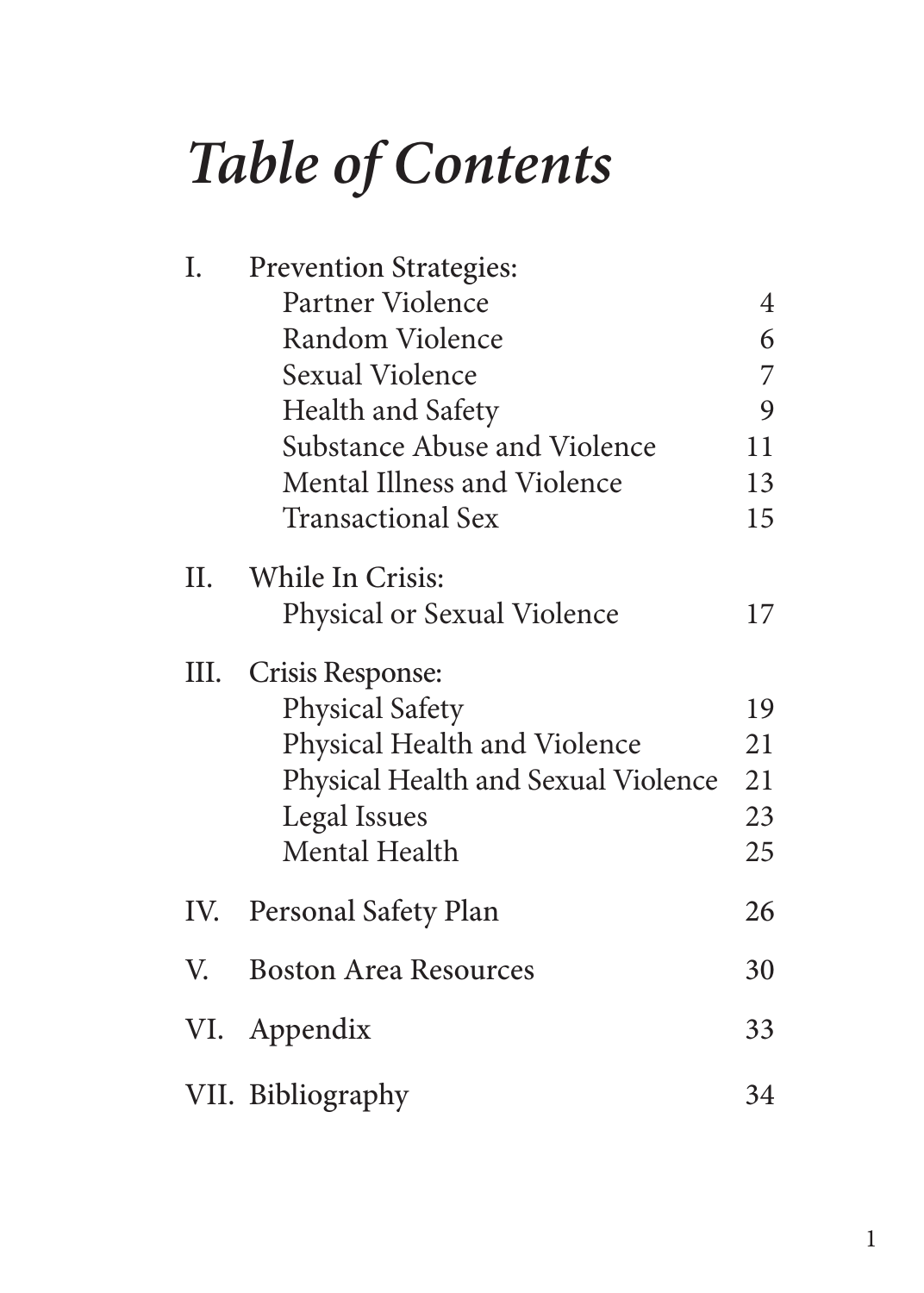# *Table of Contents*

| | | |
|---|---|---|
| I. | Prevention Strategies: | |
| | Partner Violence | 4 |
| | Random Violence | 6 |
| | Sexual Violence | 7 |
| | Health and Safety | 9 |
| | Substance Abuse and Violence | 11 |
| | Mental Illness and Violence | 13 |
| | Transactional Sex | 15 |
| II. | While In Crisis: | |
| | Physical or Sexual Violence | 17 |
| III. | Crisis Response: | |
| | Physical Safety | 19 |
| | Physical Health and Violence | 21 |
| | Physical Health and Sexual Violence | 21 |
| | Legal Issues | 23 |
| | Mental Health | 25 |
| IV. | Personal Safety Plan | 26 |
| V. | Boston Area Resources | 30 |
| VI. | Appendix | 33 |
| VII. | Bibliography | 34 |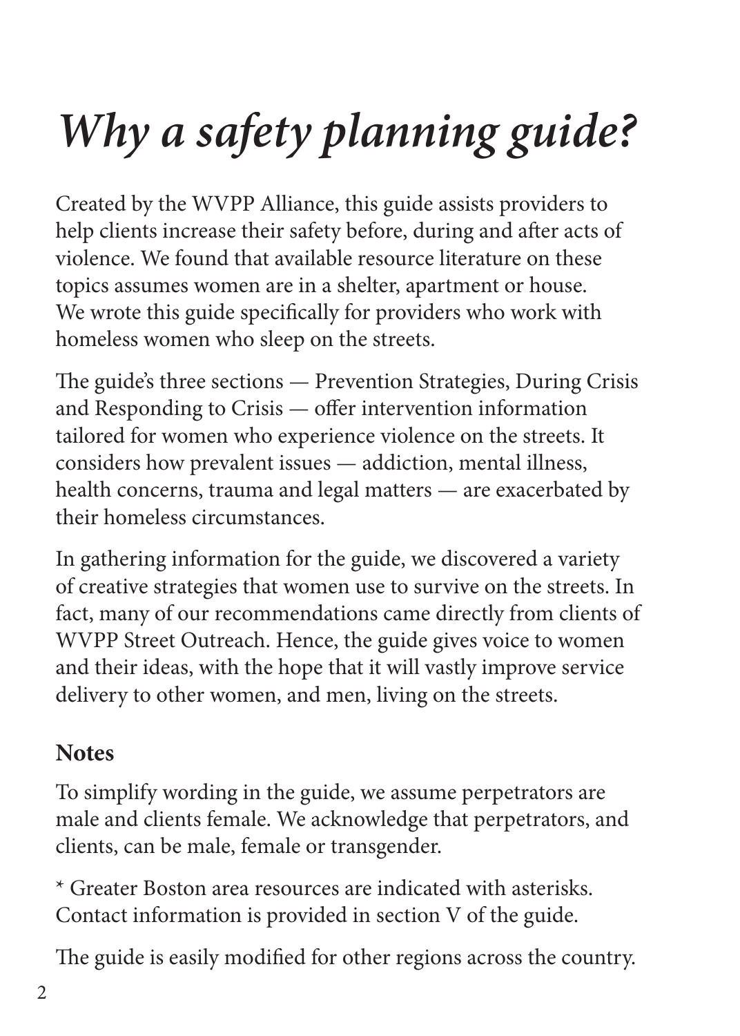# *Why a safety planning guide?*

Created by the WVPP Alliance, this guide assists providers to help clients increase their safety before, during and after acts of violence. We found that available resource literature on these topics assumes women are in a shelter, apartment or house. We wrote this guide specifically for providers who work with homeless women who sleep on the streets.

The guide's three sections — Prevention Strategies, During Crisis and Responding to Crisis — offer intervention information tailored for women who experience violence on the streets. It considers how prevalent issues — addiction, mental illness, health concerns, trauma and legal matters — are exacerbated by their homeless circumstances.

In gathering information for the guide, we discovered a variety of creative strategies that women use to survive on the streets. In fact, many of our recommendations came directly from clients of WVPP Street Outreach. Hence, the guide gives voice to women and their ideas, with the hope that it will vastly improve service delivery to other women, and men, living on the streets.

**Notes**

To simplify wording in the guide, we assume perpetrators are male and clients female. We acknowledge that perpetrators, and clients, can be male, female or transgender.

* Greater Boston area resources are indicated with asterisks. Contact information is provided in section V of the guide.

The guide is easily modified for other regions across the country.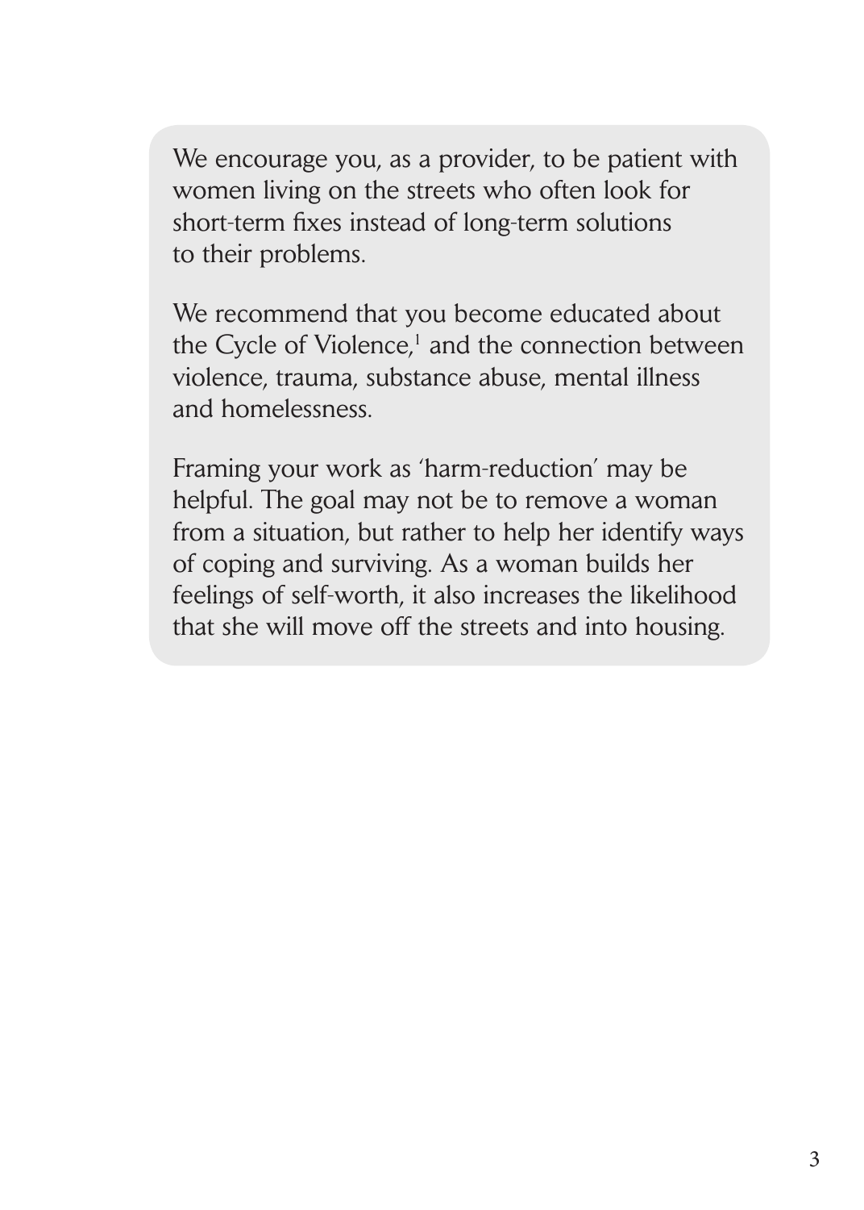We encourage you, as a provider, to be patient with women living on the streets who often look for short-term fixes instead of long-term solutions to their problems.

We recommend that you become educated about the Cycle of Violence,[1] and the connection between violence, trauma, substance abuse, mental illness and homelessness.

Framing your work as 'harm-reduction' may be helpful. The goal may not be to remove a woman from a situation, but rather to help her identify ways of coping and surviving. As a woman builds her feelings of self-worth, it also increases the likelihood that she will move off the streets and into housing.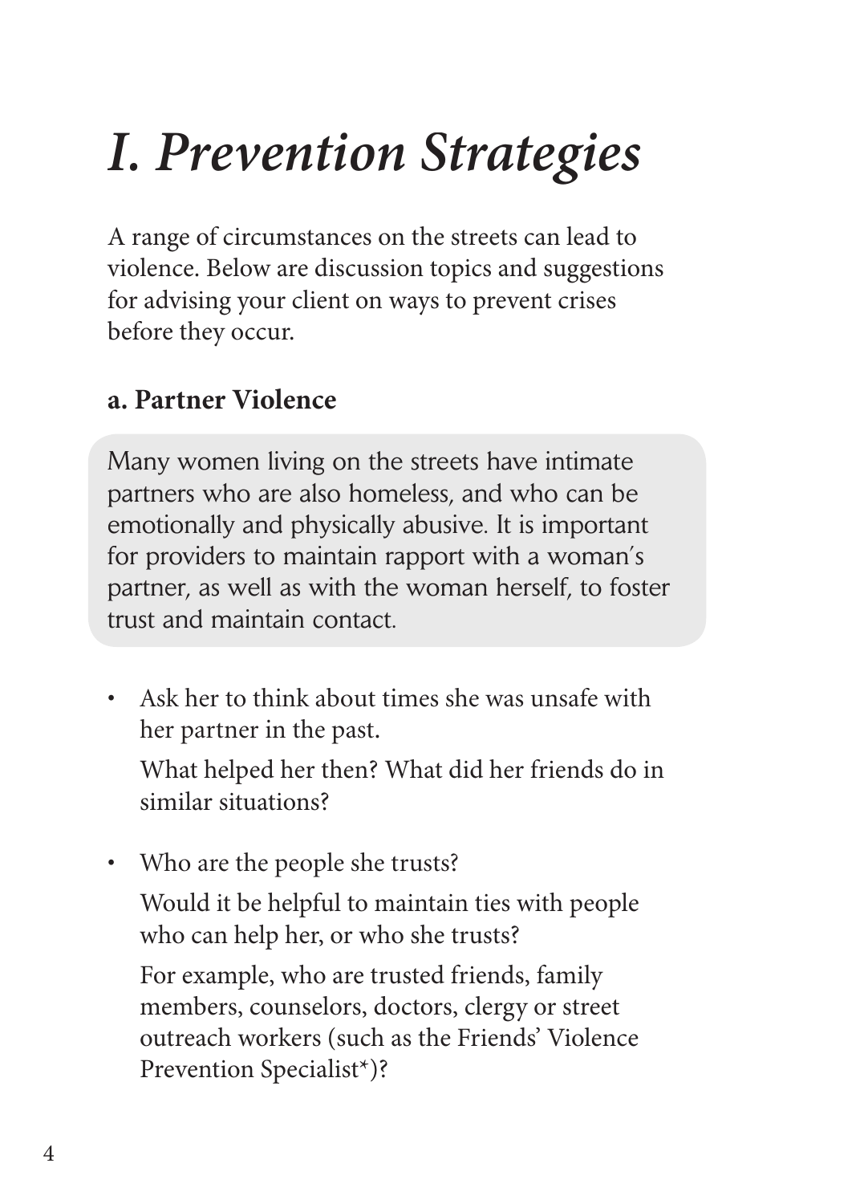# *I. Prevention Strategies*

A range of circumstances on the streets can lead to violence. Below are discussion topics and suggestions for advising your client on ways to prevent crises before they occur.

### a. Partner Violence

Many women living on the streets have intimate partners who are also homeless, and who can be emotionally and physically abusive. It is important for providers to maintain rapport with a woman's partner, as well as with the woman herself, to foster trust and maintain contact.

- Ask her to think about times she was unsafe with her partner in the past.

  What helped her then? What did her friends do in similar situations?

- Who are the people she trusts?

  Would it be helpful to maintain ties with people who can help her, or who she trusts?

  For example, who are trusted friends, family members, counselors, doctors, clergy or street outreach workers (such as the Friends' Violence Prevention Specialist*)?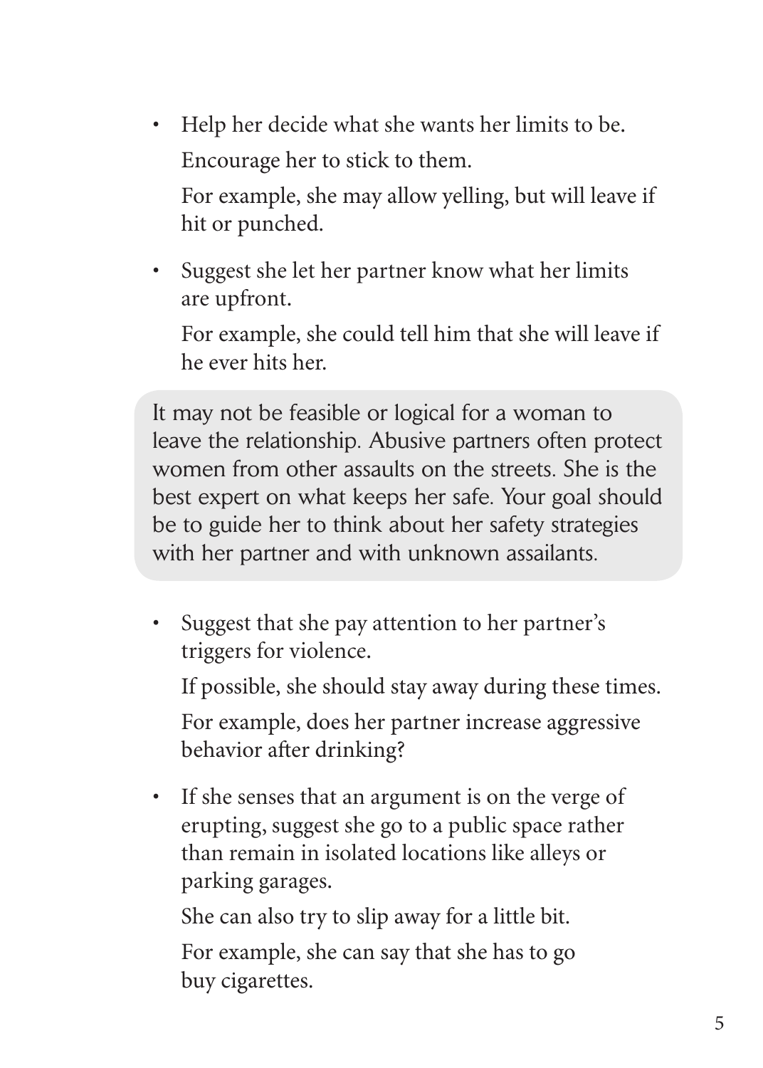- Help her decide what she wants her limits to be.

  Encourage her to stick to them.

  For example, she may allow yelling, but will leave if hit or punched.

- Suggest she let her partner know what her limits are upfront.

  For example, she could tell him that she will leave if he ever hits her.

> It may not be feasible or logical for a woman to leave the relationship. Abusive partners often protect women from other assaults on the streets. She is the best expert on what keeps her safe. Your goal should be to guide her to think about her safety strategies with her partner and with unknown assailants.

- Suggest that she pay attention to her partner's triggers for violence.

  If possible, she should stay away during these times.

  For example, does her partner increase aggressive behavior after drinking?

- If she senses that an argument is on the verge of erupting, suggest she go to a public space rather than remain in isolated locations like alleys or parking garages.

  She can also try to slip away for a little bit.

  For example, she can say that she has to go buy cigarettes.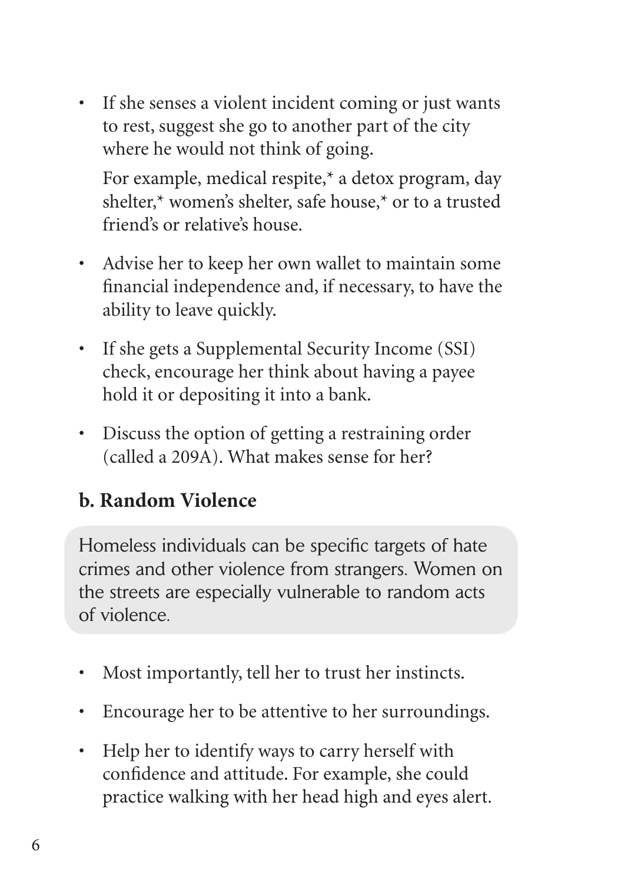- If she senses a violent incident coming or just wants to rest, suggest she go to another part of the city where he would not think of going.

  For example, medical respite,* a detox program, day shelter,* women's shelter, safe house,* or to a trusted friend's or relative's house.

- Advise her to keep her own wallet to maintain some financial independence and, if necessary, to have the ability to leave quickly.

- If she gets a Supplemental Security Income (SSI) check, encourage her think about having a payee hold it or depositing it into a bank.

- Discuss the option of getting a restraining order (called a 209A). What makes sense for her?

### b. Random Violence

Homeless individuals can be specific targets of hate crimes and other violence from strangers. Women on the streets are especially vulnerable to random acts of violence.

- Most importantly, tell her to trust her instincts.

- Encourage her to be attentive to her surroundings.

- Help her to identify ways to carry herself with confidence and attitude. For example, she could practice walking with her head high and eyes alert.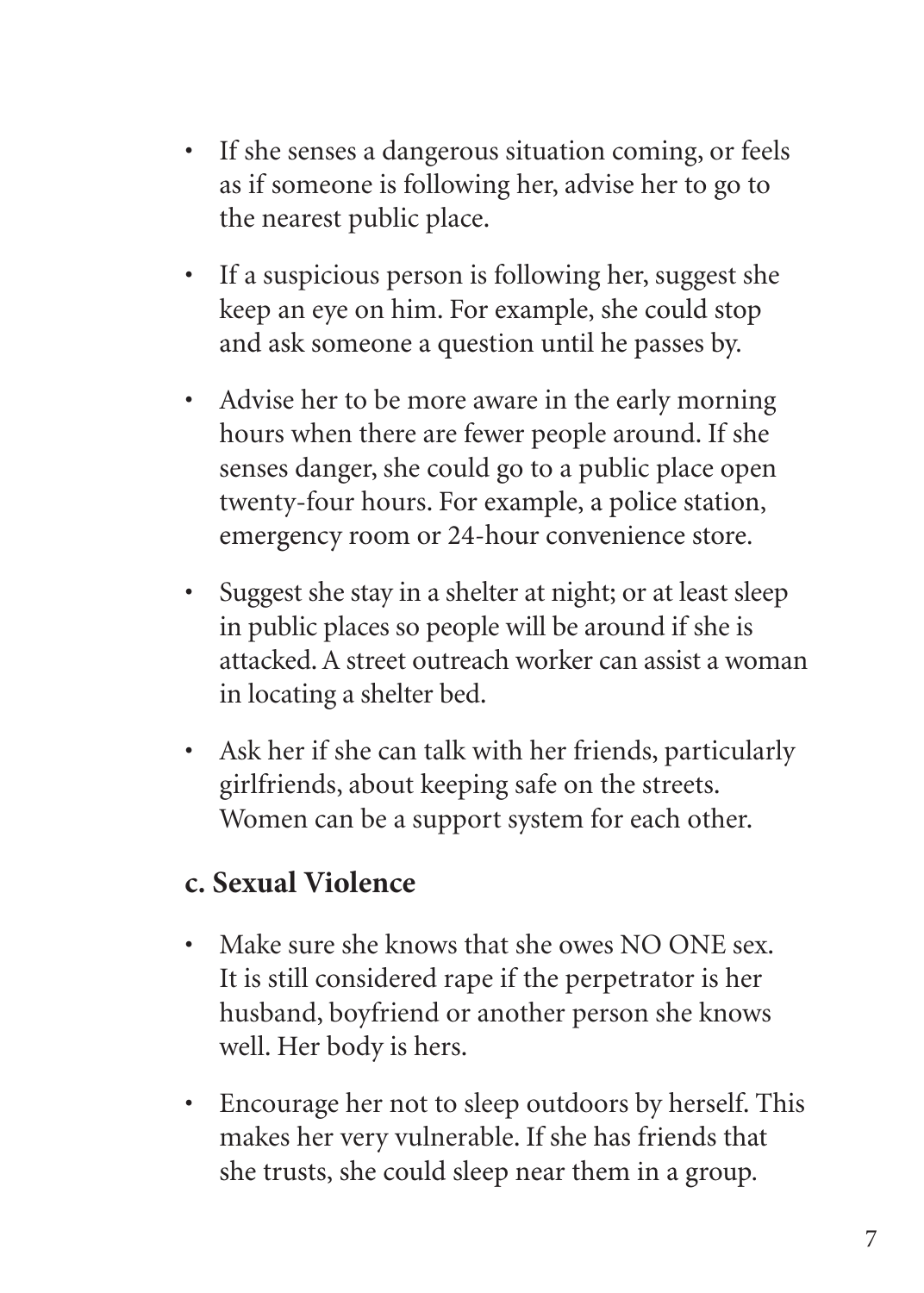- If she senses a dangerous situation coming, or feels as if someone is following her, advise her to go to the nearest public place.
- If a suspicious person is following her, suggest she keep an eye on him. For example, she could stop and ask someone a question until he passes by.
- Advise her to be more aware in the early morning hours when there are fewer people around. If she senses danger, she could go to a public place open twenty-four hours. For example, a police station, emergency room or 24-hour convenience store.
- Suggest she stay in a shelter at night; or at least sleep in public places so people will be around if she is attacked. A street outreach worker can assist a woman in locating a shelter bed.
- Ask her if she can talk with her friends, particularly girlfriends, about keeping safe on the streets. Women can be a support system for each other.

### c. Sexual Violence

- Make sure she knows that she owes NO ONE sex. It is still considered rape if the perpetrator is her husband, boyfriend or another person she knows well. Her body is hers.
- Encourage her not to sleep outdoors by herself. This makes her very vulnerable. If she has friends that she trusts, she could sleep near them in a group.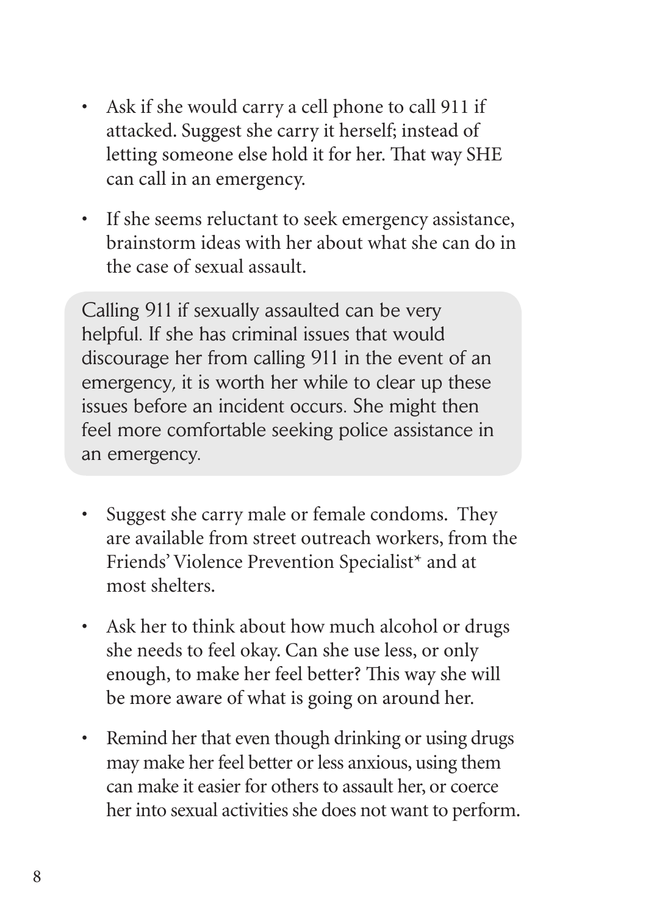- Ask if she would carry a cell phone to call 911 if attacked. Suggest she carry it herself; instead of letting someone else hold it for her. That way SHE can call in an emergency.
- If she seems reluctant to seek emergency assistance, brainstorm ideas with her about what she can do in the case of sexual assault.

> Calling 911 if sexually assaulted can be very helpful. If she has criminal issues that would discourage her from calling 911 in the event of an emergency, it is worth her while to clear up these issues before an incident occurs. She might then feel more comfortable seeking police assistance in an emergency.

- Suggest she carry male or female condoms. They are available from street outreach workers, from the Friends' Violence Prevention Specialist* and at most shelters.
- Ask her to think about how much alcohol or drugs she needs to feel okay. Can she use less, or only enough, to make her feel better? This way she will be more aware of what is going on around her.
- Remind her that even though drinking or using drugs may make her feel better or less anxious, using them can make it easier for others to assault her, or coerce her into sexual activities she does not want to perform.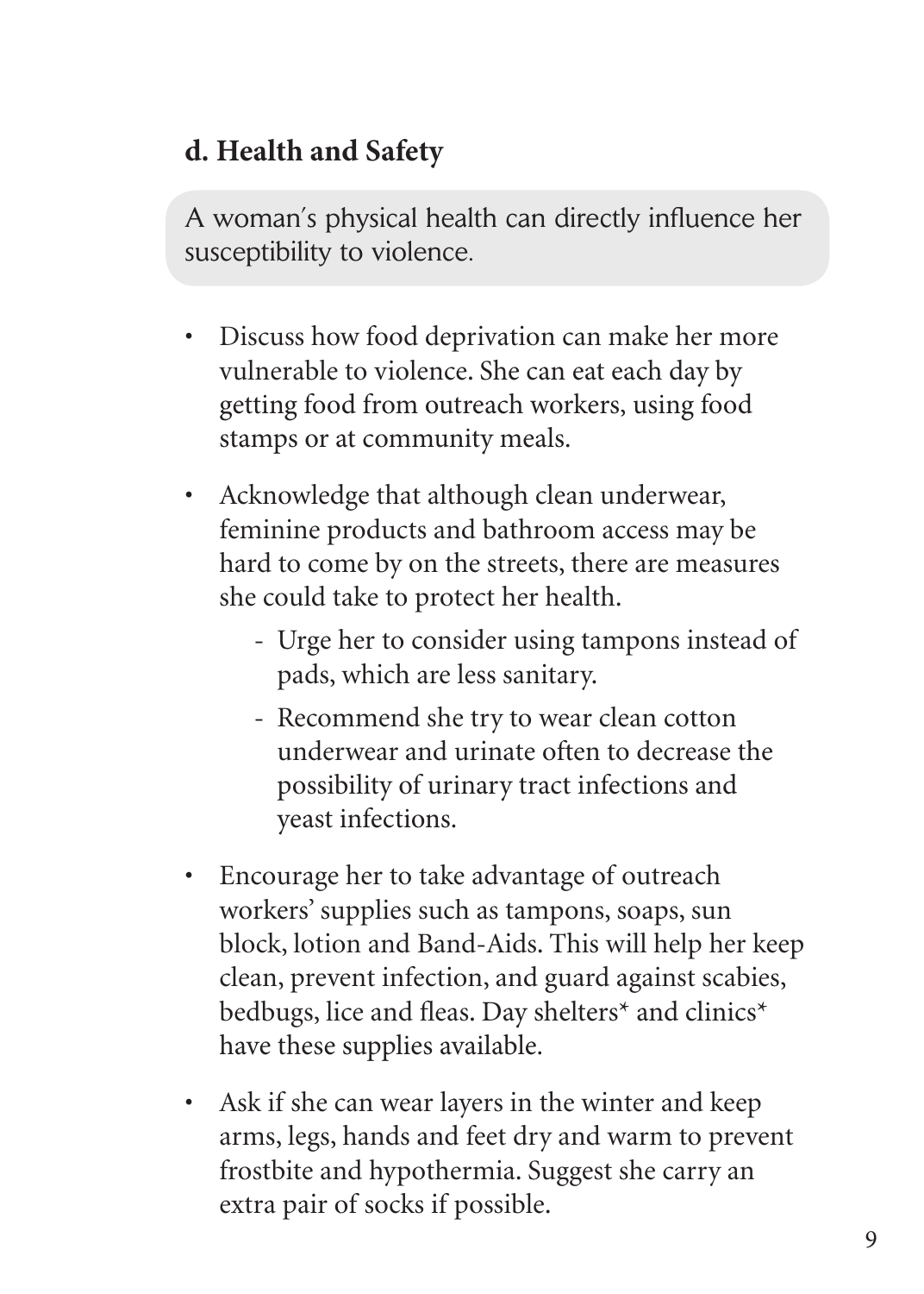## d. Health and Safety

A woman's physical health can directly influence her susceptibility to violence.

- Discuss how food deprivation can make her more vulnerable to violence. She can eat each day by getting food from outreach workers, using food stamps or at community meals.
- Acknowledge that although clean underwear, feminine products and bathroom access may be hard to come by on the streets, there are measures she could take to protect her health.
  - Urge her to consider using tampons instead of pads, which are less sanitary.
  - Recommend she try to wear clean cotton underwear and urinate often to decrease the possibility of urinary tract infections and yeast infections.
- Encourage her to take advantage of outreach workers' supplies such as tampons, soaps, sun block, lotion and Band-Aids. This will help her keep clean, prevent infection, and guard against scabies, bedbugs, lice and fleas. Day shelters* and clinics* have these supplies available.
- Ask if she can wear layers in the winter and keep arms, legs, hands and feet dry and warm to prevent frostbite and hypothermia. Suggest she carry an extra pair of socks if possible.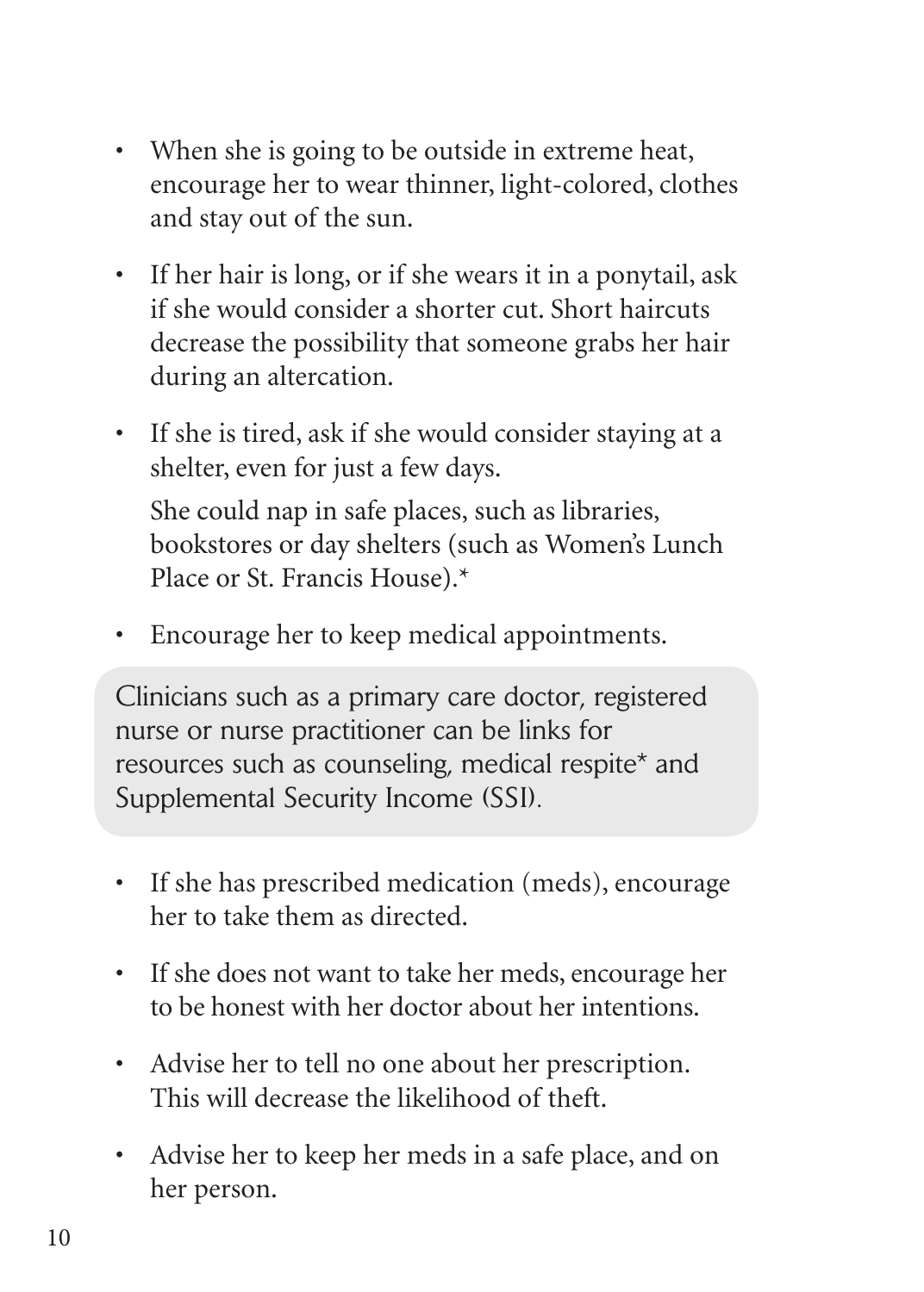- When she is going to be outside in extreme heat, encourage her to wear thinner, light-colored, clothes and stay out of the sun.
- If her hair is long, or if she wears it in a ponytail, ask if she would consider a shorter cut. Short haircuts decrease the possibility that someone grabs her hair during an altercation.
- If she is tired, ask if she would consider staying at a shelter, even for just a few days.

  She could nap in safe places, such as libraries, bookstores or day shelters (such as Women's Lunch Place or St. Francis House).*
- Encourage her to keep medical appointments.

Clinicians such as a primary care doctor, registered nurse or nurse practitioner can be links for resources such as counseling, medical respite* and Supplemental Security Income (SSI).

- If she has prescribed medication (meds), encourage her to take them as directed.
- If she does not want to take her meds, encourage her to be honest with her doctor about her intentions.
- Advise her to tell no one about her prescription. This will decrease the likelihood of theft.
- Advise her to keep her meds in a safe place, and on her person.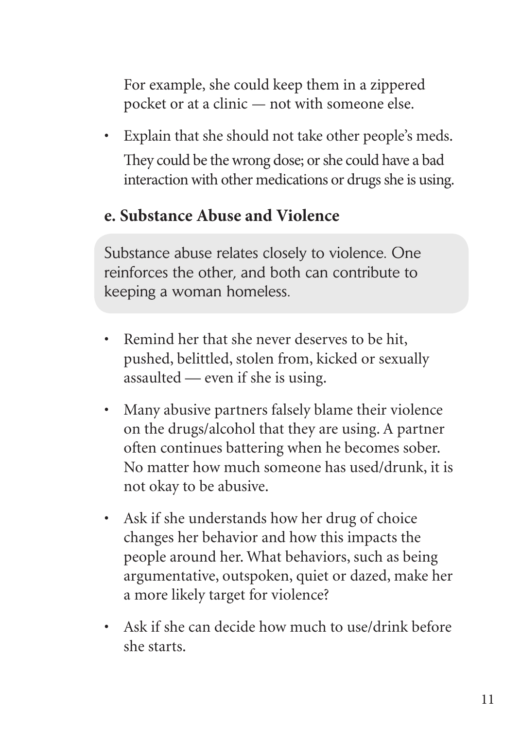For example, she could keep them in a zippered pocket or at a clinic — not with someone else.

- Explain that she should not take other people's meds.

  They could be the wrong dose; or she could have a bad interaction with other medications or drugs she is using.

### e. Substance Abuse and Violence

Substance abuse relates closely to violence. One reinforces the other, and both can contribute to keeping a woman homeless.

- Remind her that she never deserves to be hit, pushed, belittled, stolen from, kicked or sexually assaulted — even if she is using.
- Many abusive partners falsely blame their violence on the drugs/alcohol that they are using. A partner often continues battering when he becomes sober. No matter how much someone has used/drunk, it is not okay to be abusive.
- Ask if she understands how her drug of choice changes her behavior and how this impacts the people around her. What behaviors, such as being argumentative, outspoken, quiet or dazed, make her a more likely target for violence?
- Ask if she can decide how much to use/drink before she starts.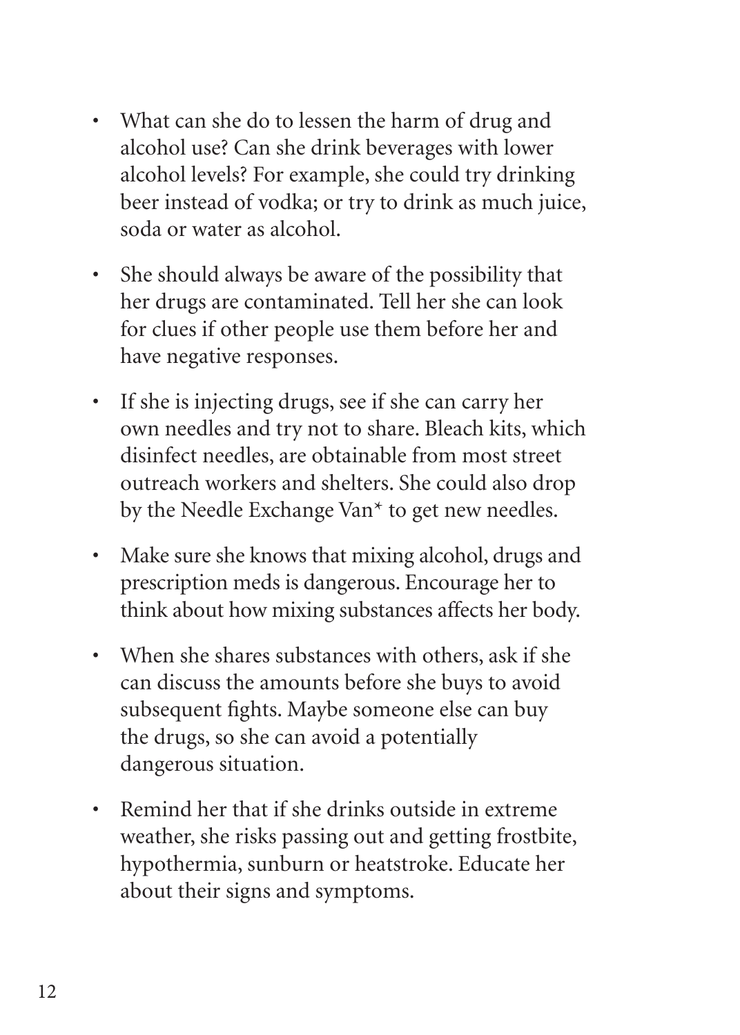- What can she do to lessen the harm of drug and alcohol use? Can she drink beverages with lower alcohol levels? For example, she could try drinking beer instead of vodka; or try to drink as much juice, soda or water as alcohol.

- She should always be aware of the possibility that her drugs are contaminated. Tell her she can look for clues if other people use them before her and have negative responses.

- If she is injecting drugs, see if she can carry her own needles and try not to share. Bleach kits, which disinfect needles, are obtainable from most street outreach workers and shelters. She could also drop by the Needle Exchange Van* to get new needles.

- Make sure she knows that mixing alcohol, drugs and prescription meds is dangerous. Encourage her to think about how mixing substances affects her body.

- When she shares substances with others, ask if she can discuss the amounts before she buys to avoid subsequent fights. Maybe someone else can buy the drugs, so she can avoid a potentially dangerous situation.

- Remind her that if she drinks outside in extreme weather, she risks passing out and getting frostbite, hypothermia, sunburn or heatstroke. Educate her about their signs and symptoms.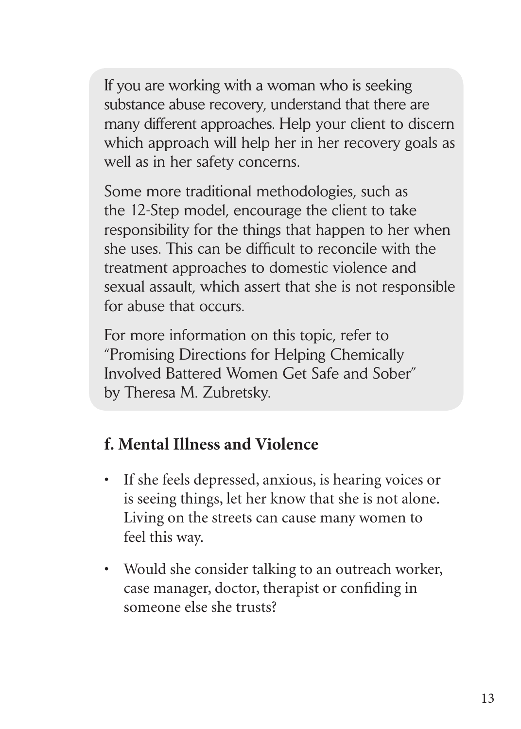If you are working with a woman who is seeking substance abuse recovery, understand that there are many different approaches. Help your client to discern which approach will help her in her recovery goals as well as in her safety concerns.

Some more traditional methodologies, such as the 12-Step model, encourage the client to take responsibility for the things that happen to her when she uses. This can be difficult to reconcile with the treatment approaches to domestic violence and sexual assault, which assert that she is not responsible for abuse that occurs.

For more information on this topic, refer to "Promising Directions for Helping Chemically Involved Battered Women Get Safe and Sober" by Theresa M. Zubretsky.

### f. Mental Illness and Violence

- If she feels depressed, anxious, is hearing voices or is seeing things, let her know that she is not alone. Living on the streets can cause many women to feel this way.
- Would she consider talking to an outreach worker, case manager, doctor, therapist or confiding in someone else she trusts?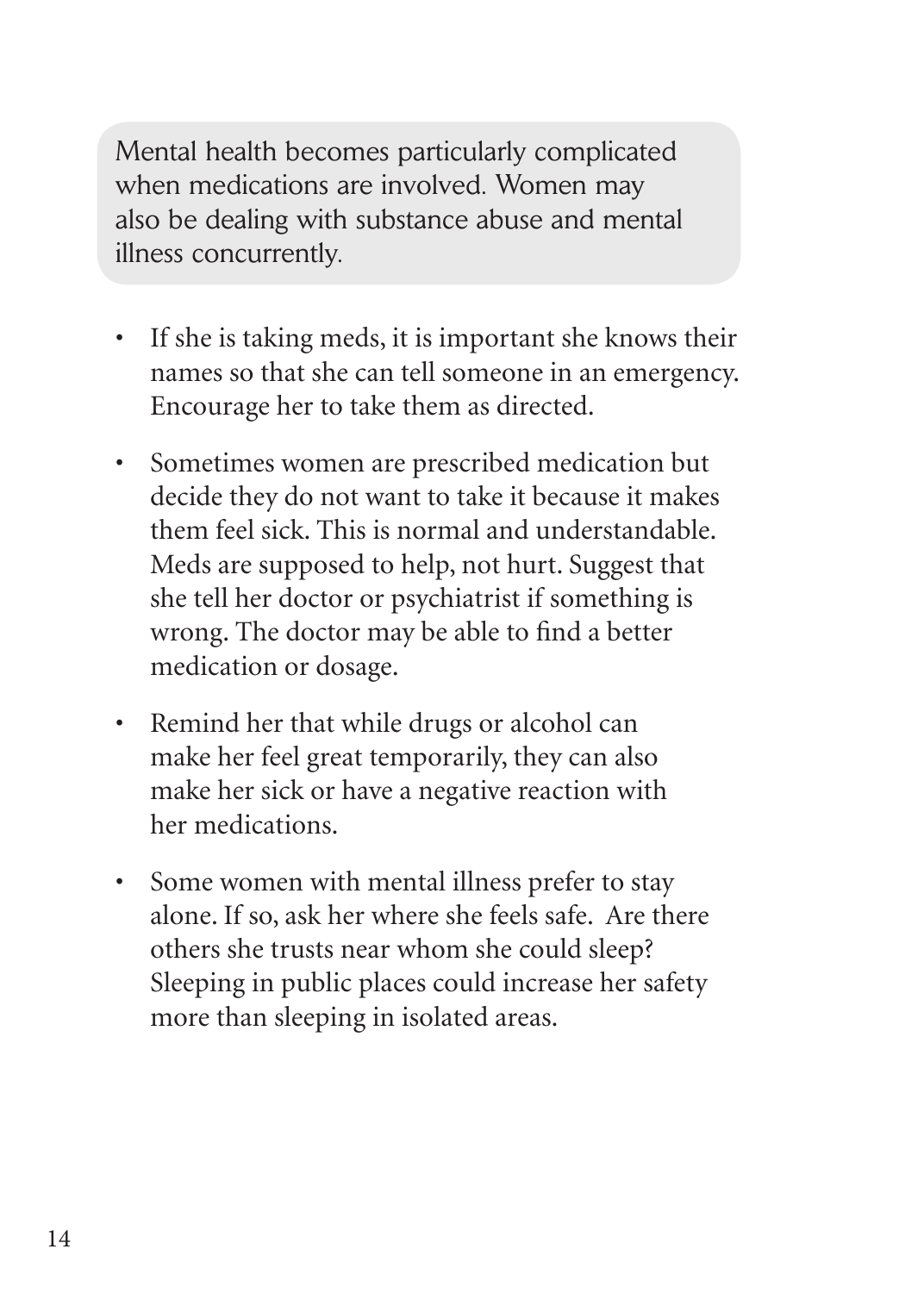Mental health becomes particularly complicated when medications are involved. Women may also be dealing with substance abuse and mental illness concurrently.

- If she is taking meds, it is important she knows their names so that she can tell someone in an emergency. Encourage her to take them as directed.
- Sometimes women are prescribed medication but decide they do not want to take it because it makes them feel sick. This is normal and understandable. Meds are supposed to help, not hurt. Suggest that she tell her doctor or psychiatrist if something is wrong. The doctor may be able to find a better medication or dosage.
- Remind her that while drugs or alcohol can make her feel great temporarily, they can also make her sick or have a negative reaction with her medications.
- Some women with mental illness prefer to stay alone. If so, ask her where she feels safe. Are there others she trusts near whom she could sleep? Sleeping in public places could increase her safety more than sleeping in isolated areas.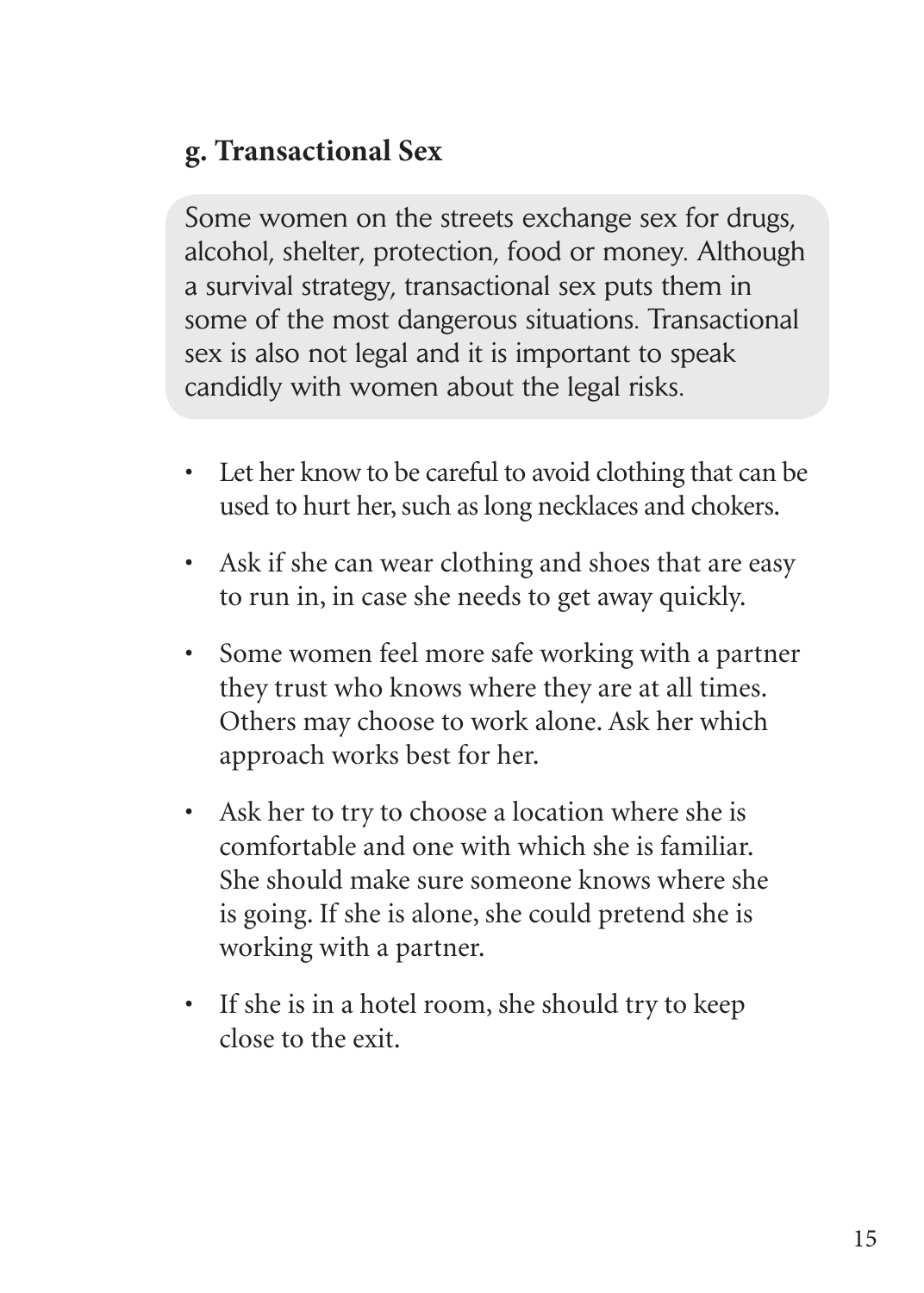### g. Transactional Sex

Some women on the streets exchange sex for drugs, alcohol, shelter, protection, food or money. Although a survival strategy, transactional sex puts them in some of the most dangerous situations. Transactional sex is also not legal and it is important to speak candidly with women about the legal risks.

- Let her know to be careful to avoid clothing that can be used to hurt her, such as long necklaces and chokers.
- Ask if she can wear clothing and shoes that are easy to run in, in case she needs to get away quickly.
- Some women feel more safe working with a partner they trust who knows where they are at all times. Others may choose to work alone. Ask her which approach works best for her.
- Ask her to try to choose a location where she is comfortable and one with which she is familiar. She should make sure someone knows where she is going. If she is alone, she could pretend she is working with a partner.
- If she is in a hotel room, she should try to keep close to the exit.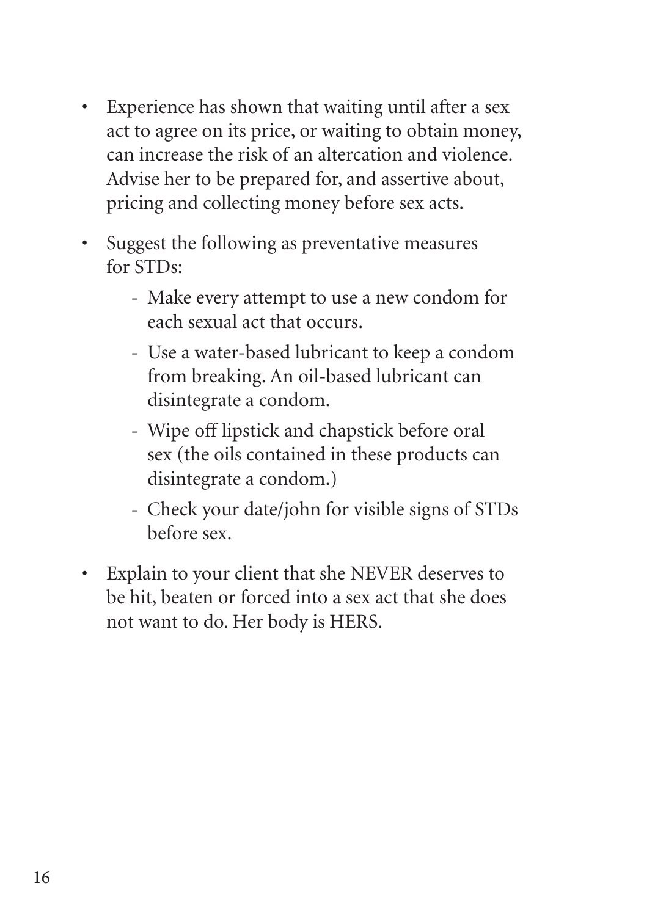- Experience has shown that waiting until after a sex act to agree on its price, or waiting to obtain money, can increase the risk of an altercation and violence. Advise her to be prepared for, and assertive about, pricing and collecting money before sex acts.
- Suggest the following as preventative measures for STDs:
  - Make every attempt to use a new condom for each sexual act that occurs.
  - Use a water-based lubricant to keep a condom from breaking. An oil-based lubricant can disintegrate a condom.
  - Wipe off lipstick and chapstick before oral sex (the oils contained in these products can disintegrate a condom.)
  - Check your date/john for visible signs of STDs before sex.
- Explain to your client that she NEVER deserves to be hit, beaten or forced into a sex act that she does not want to do. Her body is HERS.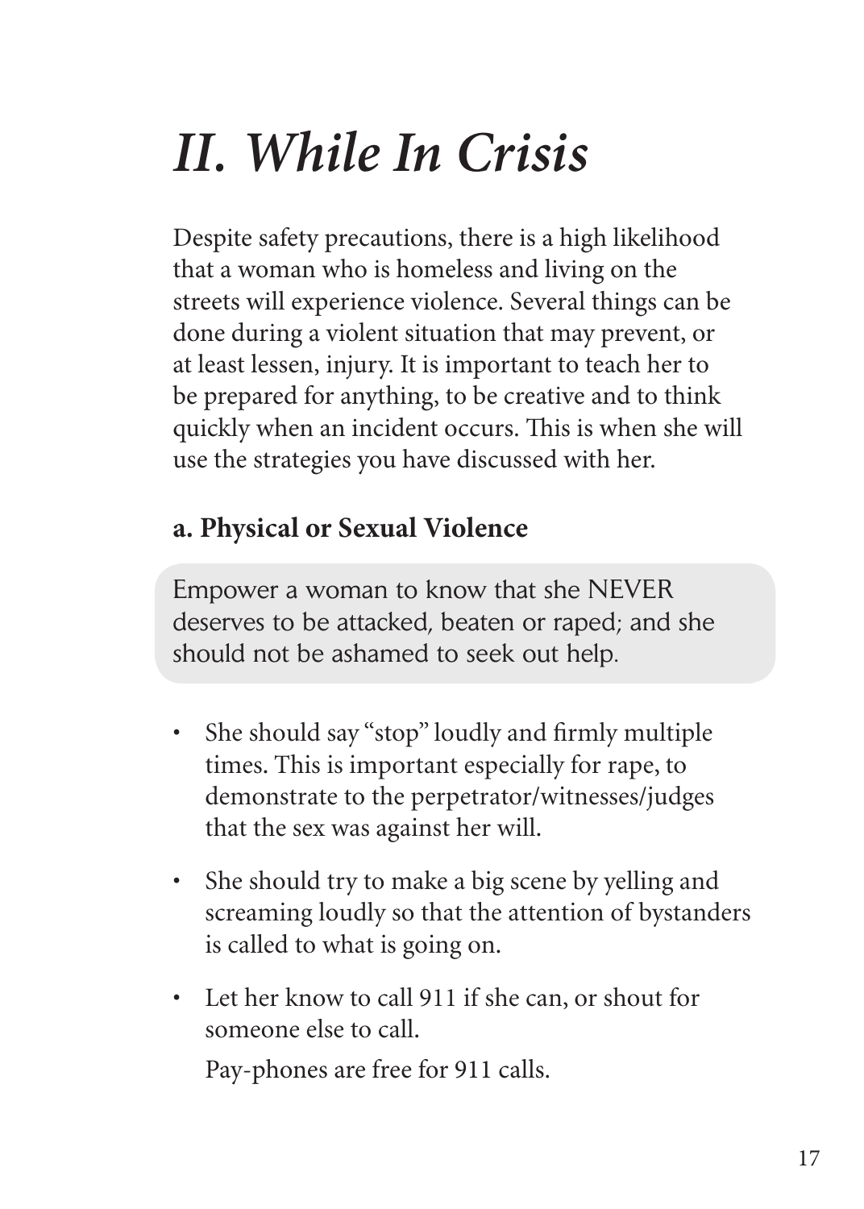# II. While In Crisis

Despite safety precautions, there is a high likelihood that a woman who is homeless and living on the streets will experience violence. Several things can be done during a violent situation that may prevent, or at least lessen, injury. It is important to teach her to be prepared for anything, to be creative and to think quickly when an incident occurs. This is when she will use the strategies you have discussed with her.

### a. Physical or Sexual Violence

> Empower a woman to know that she NEVER deserves to be attacked, beaten or raped; and she should not be ashamed to seek out help.

- She should say "stop" loudly and firmly multiple times. This is important especially for rape, to demonstrate to the perpetrator/witnesses/judges that the sex was against her will.
- She should try to make a big scene by yelling and screaming loudly so that the attention of bystanders is called to what is going on.
- Let her know to call 911 if she can, or shout for someone else to call.

  Pay-phones are free for 911 calls.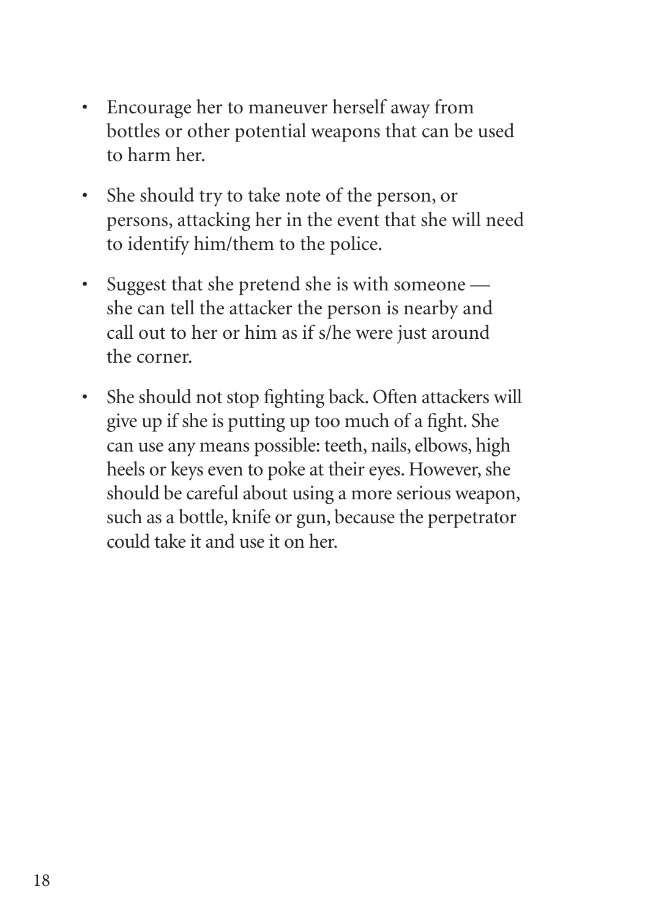- Encourage her to maneuver herself away from bottles or other potential weapons that can be used to harm her.

- She should try to take note of the person, or persons, attacking her in the event that she will need to identify him/them to the police.

- Suggest that she pretend she is with someone — she can tell the attacker the person is nearby and call out to her or him as if s/he were just around the corner.

- She should not stop fighting back. Often attackers will give up if she is putting up too much of a fight. She can use any means possible: teeth, nails, elbows, high heels or keys even to poke at their eyes. However, she should be careful about using a more serious weapon, such as a bottle, knife or gun, because the perpetrator could take it and use it on her.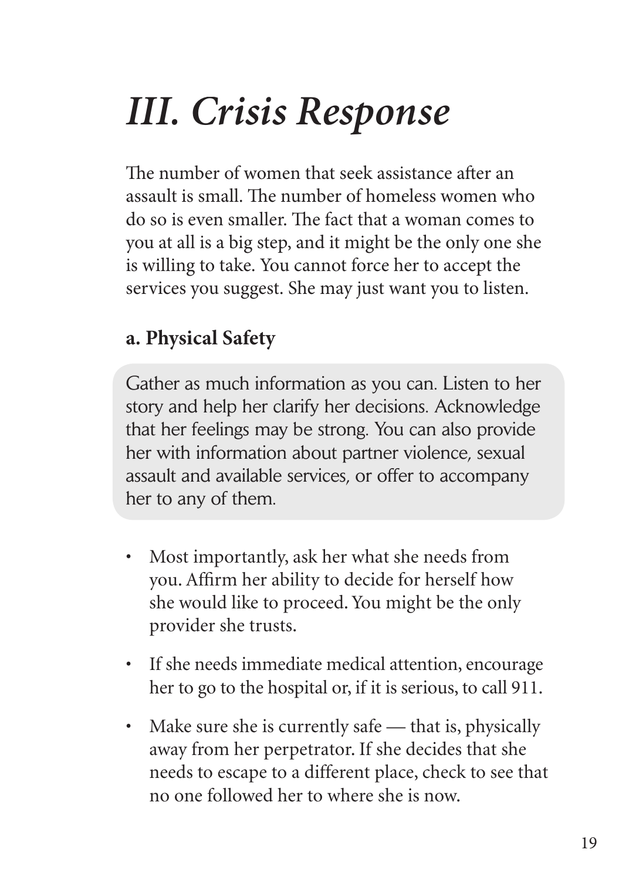# *III. Crisis Response*

The number of women that seek assistance after an assault is small. The number of homeless women who do so is even smaller. The fact that a woman comes to you at all is a big step, and it might be the only one she is willing to take. You cannot force her to accept the services you suggest. She may just want you to listen.

## a. Physical Safety

Gather as much information as you can. Listen to her story and help her clarify her decisions. Acknowledge that her feelings may be strong. You can also provide her with information about partner violence, sexual assault and available services, or offer to accompany her to any of them.

- Most importantly, ask her what she needs from you. Affirm her ability to decide for herself how she would like to proceed. You might be the only provider she trusts.
- If she needs immediate medical attention, encourage her to go to the hospital or, if it is serious, to call 911.
- Make sure she is currently safe — that is, physically away from her perpetrator. If she decides that she needs to escape to a different place, check to see that no one followed her to where she is now.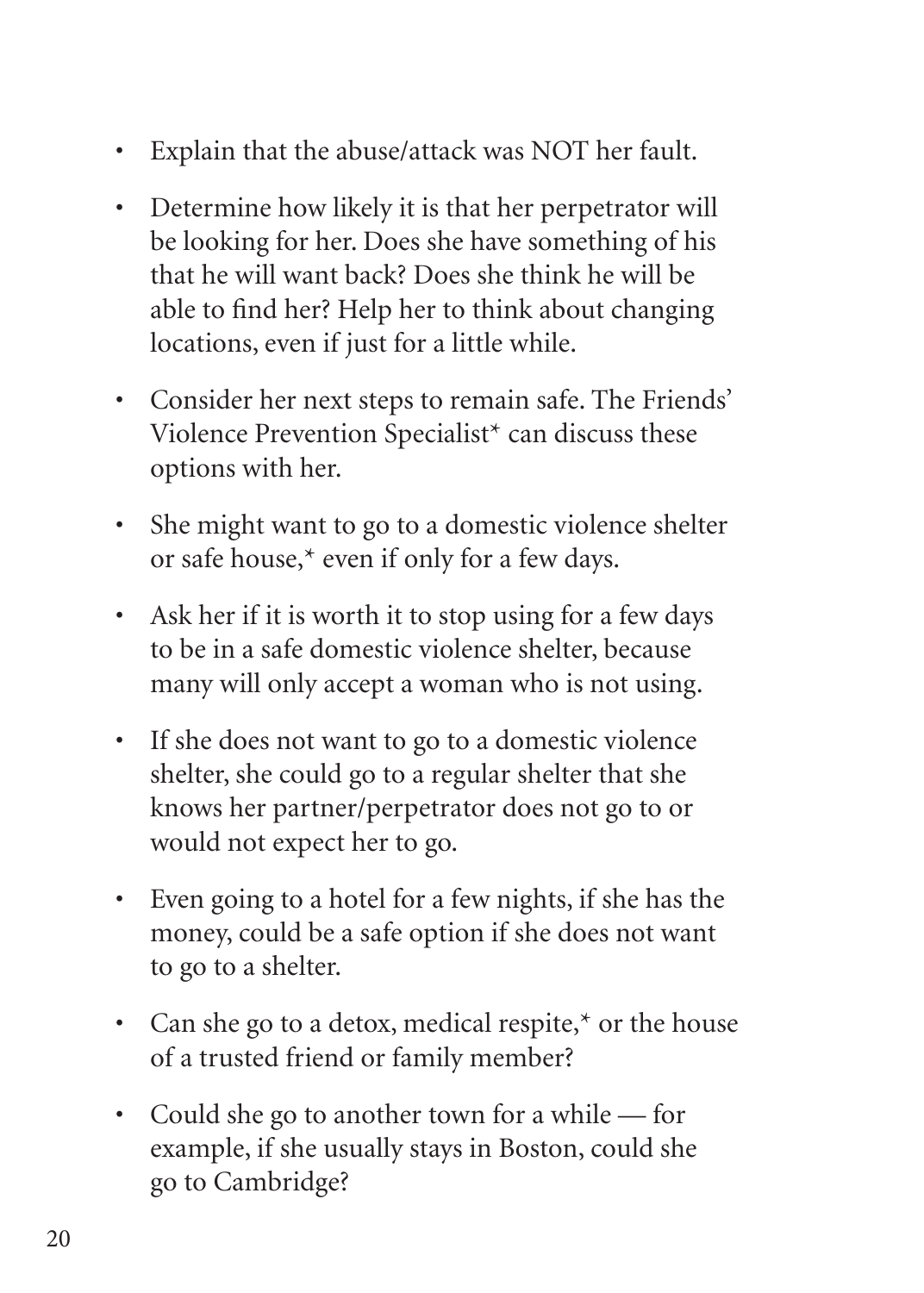- Explain that the abuse/attack was NOT her fault.
- Determine how likely it is that her perpetrator will be looking for her. Does she have something of his that he will want back? Does she think he will be able to find her? Help her to think about changing locations, even if just for a little while.
- Consider her next steps to remain safe. The Friends' Violence Prevention Specialist* can discuss these options with her.
- She might want to go to a domestic violence shelter or safe house,* even if only for a few days.
- Ask her if it is worth it to stop using for a few days to be in a safe domestic violence shelter, because many will only accept a woman who is not using.
- If she does not want to go to a domestic violence shelter, she could go to a regular shelter that she knows her partner/perpetrator does not go to or would not expect her to go.
- Even going to a hotel for a few nights, if she has the money, could be a safe option if she does not want to go to a shelter.
- Can she go to a detox, medical respite,* or the house of a trusted friend or family member?
- Could she go to another town for a while — for example, if she usually stays in Boston, could she go to Cambridge?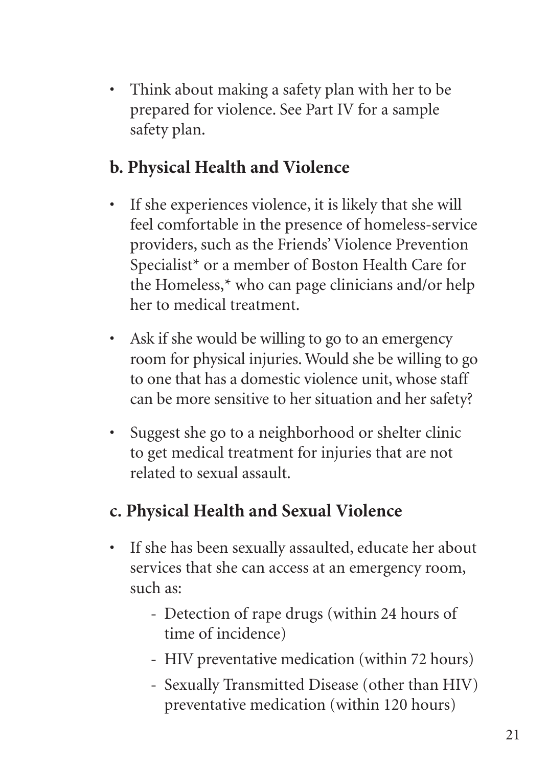- Think about making a safety plan with her to be prepared for violence. See Part IV for a sample safety plan.

## b. Physical Health and Violence

- If she experiences violence, it is likely that she will feel comfortable in the presence of homeless-service providers, such as the Friends' Violence Prevention Specialist* or a member of Boston Health Care for the Homeless,* who can page clinicians and/or help her to medical treatment.
- Ask if she would be willing to go to an emergency room for physical injuries. Would she be willing to go to one that has a domestic violence unit, whose staff can be more sensitive to her situation and her safety?
- Suggest she go to a neighborhood or shelter clinic to get medical treatment for injuries that are not related to sexual assault.

## c. Physical Health and Sexual Violence

- If she has been sexually assaulted, educate her about services that she can access at an emergency room, such as:
  - Detection of rape drugs (within 24 hours of time of incidence)
  - HIV preventative medication (within 72 hours)
  - Sexually Transmitted Disease (other than HIV) preventative medication (within 120 hours)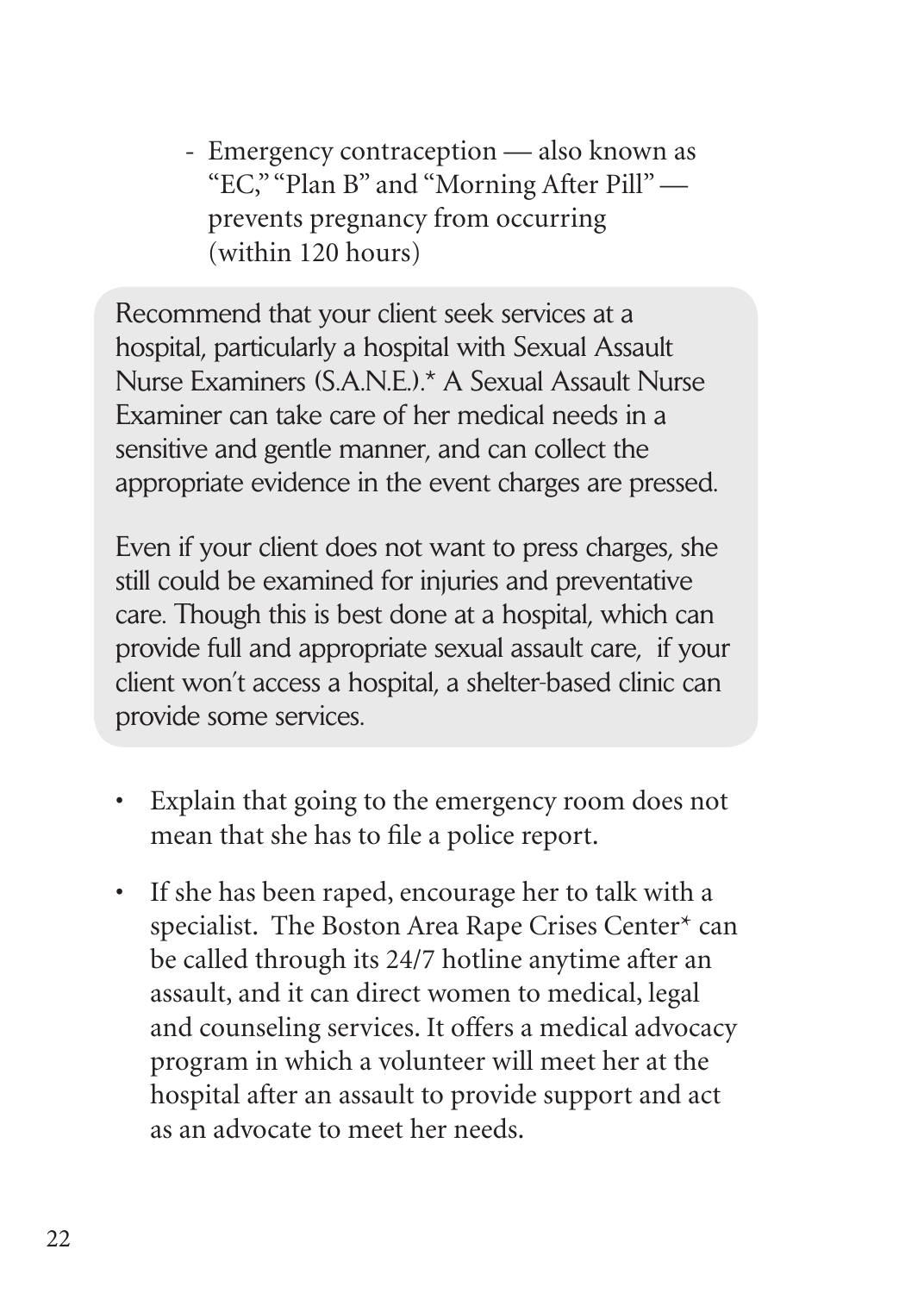- Emergency contraception — also known as "EC," "Plan B" and "Morning After Pill" — prevents pregnancy from occurring (within 120 hours)

Recommend that your client seek services at a hospital, particularly a hospital with Sexual Assault Nurse Examiners (S.A.N.E.).* A Sexual Assault Nurse Examiner can take care of her medical needs in a sensitive and gentle manner, and can collect the appropriate evidence in the event charges are pressed.

Even if your client does not want to press charges, she still could be examined for injuries and preventative care. Though this is best done at a hospital, which can provide full and appropriate sexual assault care, if your client won't access a hospital, a shelter-based clinic can provide some services.

- Explain that going to the emergency room does not mean that she has to file a police report.
- If she has been raped, encourage her to talk with a specialist. The Boston Area Rape Crises Center* can be called through its 24/7 hotline anytime after an assault, and it can direct women to medical, legal and counseling services. It offers a medical advocacy program in which a volunteer will meet her at the hospital after an assault to provide support and act as an advocate to meet her needs.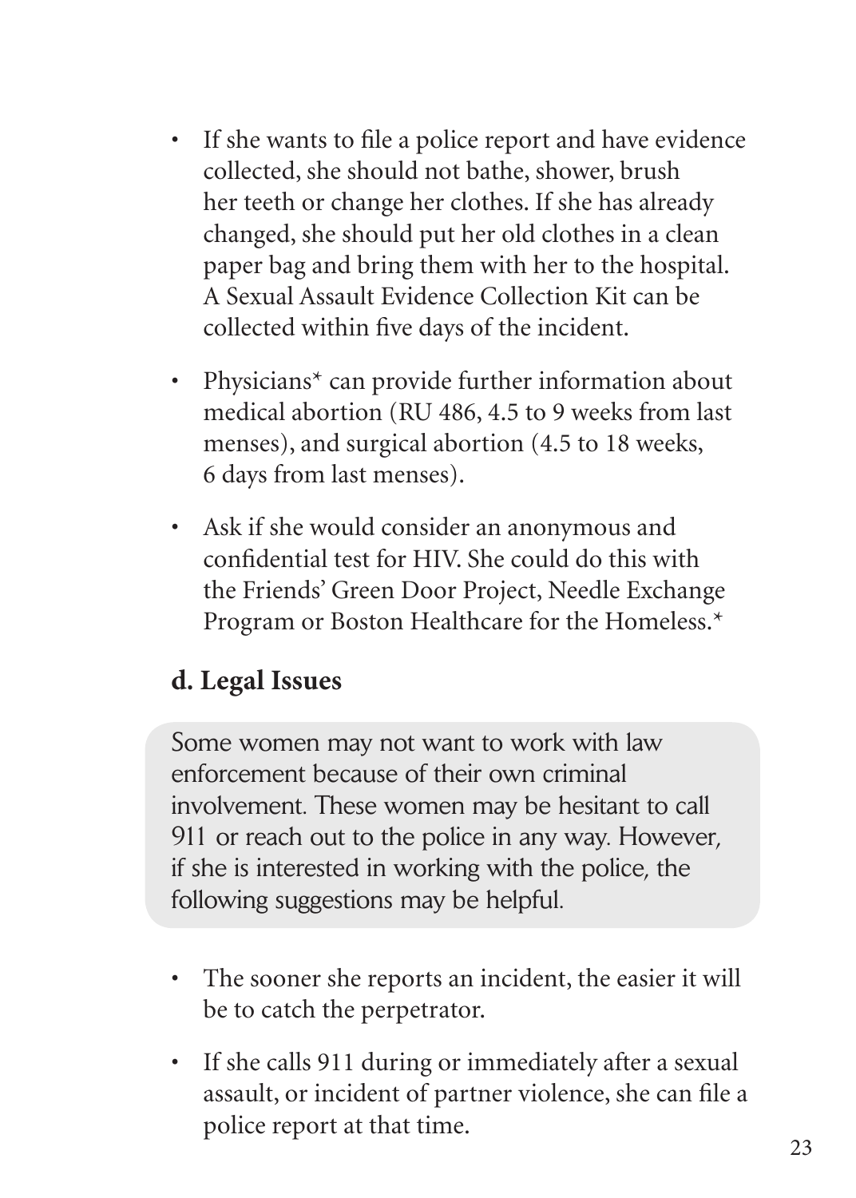- If she wants to file a police report and have evidence collected, she should not bathe, shower, brush her teeth or change her clothes. If she has already changed, she should put her old clothes in a clean paper bag and bring them with her to the hospital. A Sexual Assault Evidence Collection Kit can be collected within five days of the incident.
- Physicians* can provide further information about medical abortion (RU 486, 4.5 to 9 weeks from last menses), and surgical abortion (4.5 to 18 weeks, 6 days from last menses).
- Ask if she would consider an anonymous and confidential test for HIV. She could do this with the Friends' Green Door Project, Needle Exchange Program or Boston Healthcare for the Homeless.*

## d. Legal Issues

Some women may not want to work with law enforcement because of their own criminal involvement. These women may be hesitant to call 911 or reach out to the police in any way. However, if she is interested in working with the police, the following suggestions may be helpful.

- The sooner she reports an incident, the easier it will be to catch the perpetrator.
- If she calls 911 during or immediately after a sexual assault, or incident of partner violence, she can file a police report at that time.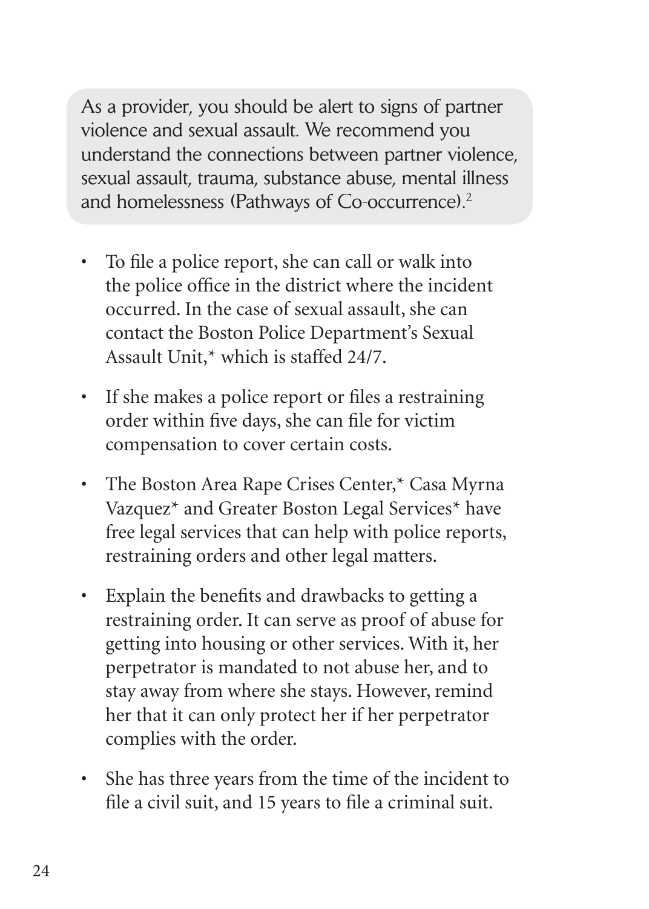As a provider, you should be alert to signs of partner violence and sexual assault. We recommend you understand the connections between partner violence, sexual assault, trauma, substance abuse, mental illness and homelessness (Pathways of Co-occurrence).[2]

- To file a police report, she can call or walk into the police office in the district where the incident occurred. In the case of sexual assault, she can contact the Boston Police Department's Sexual Assault Unit,* which is staffed 24/7.
- If she makes a police report or files a restraining order within five days, she can file for victim compensation to cover certain costs.
- The Boston Area Rape Crises Center,* Casa Myrna Vazquez* and Greater Boston Legal Services* have free legal services that can help with police reports, restraining orders and other legal matters.
- Explain the benefits and drawbacks to getting a restraining order. It can serve as proof of abuse for getting into housing or other services. With it, her perpetrator is mandated to not abuse her, and to stay away from where she stays. However, remind her that it can only protect her if her perpetrator complies with the order.
- She has three years from the time of the incident to file a civil suit, and 15 years to file a criminal suit.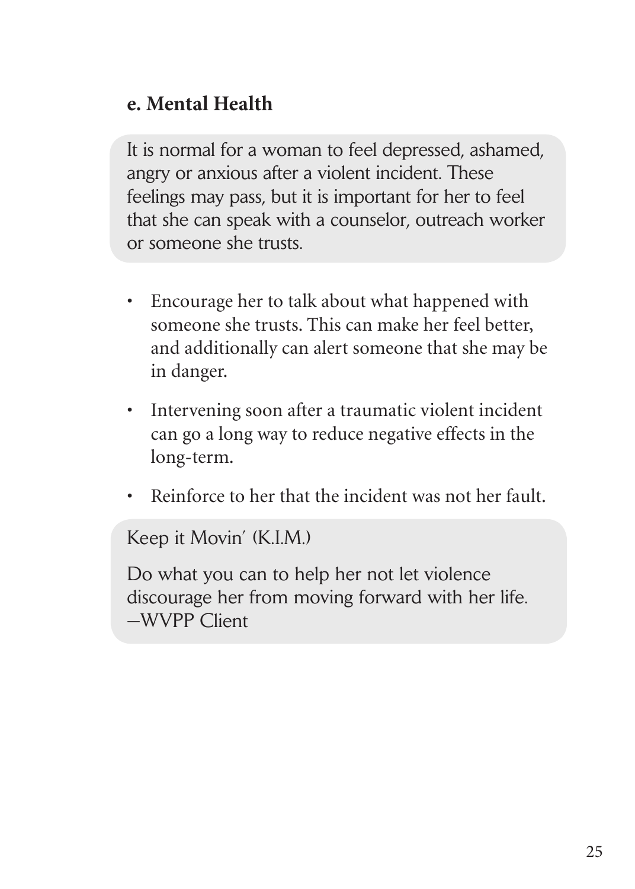## e. Mental Health

It is normal for a woman to feel depressed, ashamed, angry or anxious after a violent incident. These feelings may pass, but it is important for her to feel that she can speak with a counselor, outreach worker or someone she trusts.

- Encourage her to talk about what happened with someone she trusts. This can make her feel better, and additionally can alert someone that she may be in danger.
- Intervening soon after a traumatic violent incident can go a long way to reduce negative effects in the long-term.
- Reinforce to her that the incident was not her fault.

Keep it Movin' (K.I.M.)

Do what you can to help her not let violence discourage her from moving forward with her life. —WVPP Client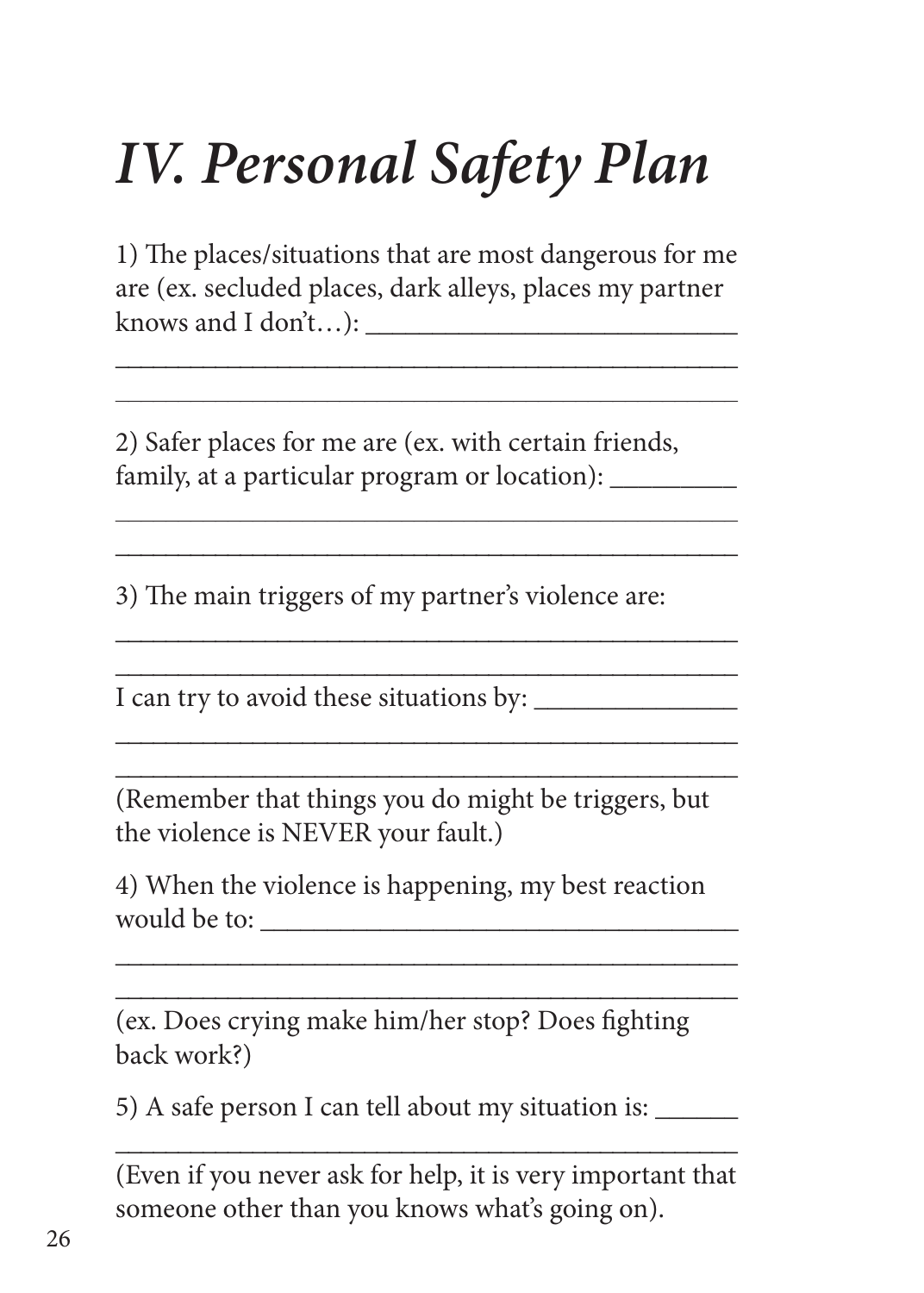# *IV. Personal Safety Plan*

1) The places/situations that are most dangerous for me are (ex. secluded places, dark alleys, places my partner knows and I don't…): ___________________________
______________________________________________
______________________________________________

2) Safer places for me are (ex. with certain friends, family, at a particular program or location): _________
______________________________________________
______________________________________________

3) The main triggers of my partner's violence are:
______________________________________________
______________________________________________

I can try to avoid these situations by: _______________
______________________________________________
______________________________________________

(Remember that things you do might be triggers, but the violence is NEVER your fault.)

4) When the violence is happening, my best reaction would be to: ___________________________________
______________________________________________
______________________________________________

(ex. Does crying make him/her stop? Does fighting back work?)

5) A safe person I can tell about my situation is: ______
______________________________________________

(Even if you never ask for help, it is very important that someone other than you knows what's going on).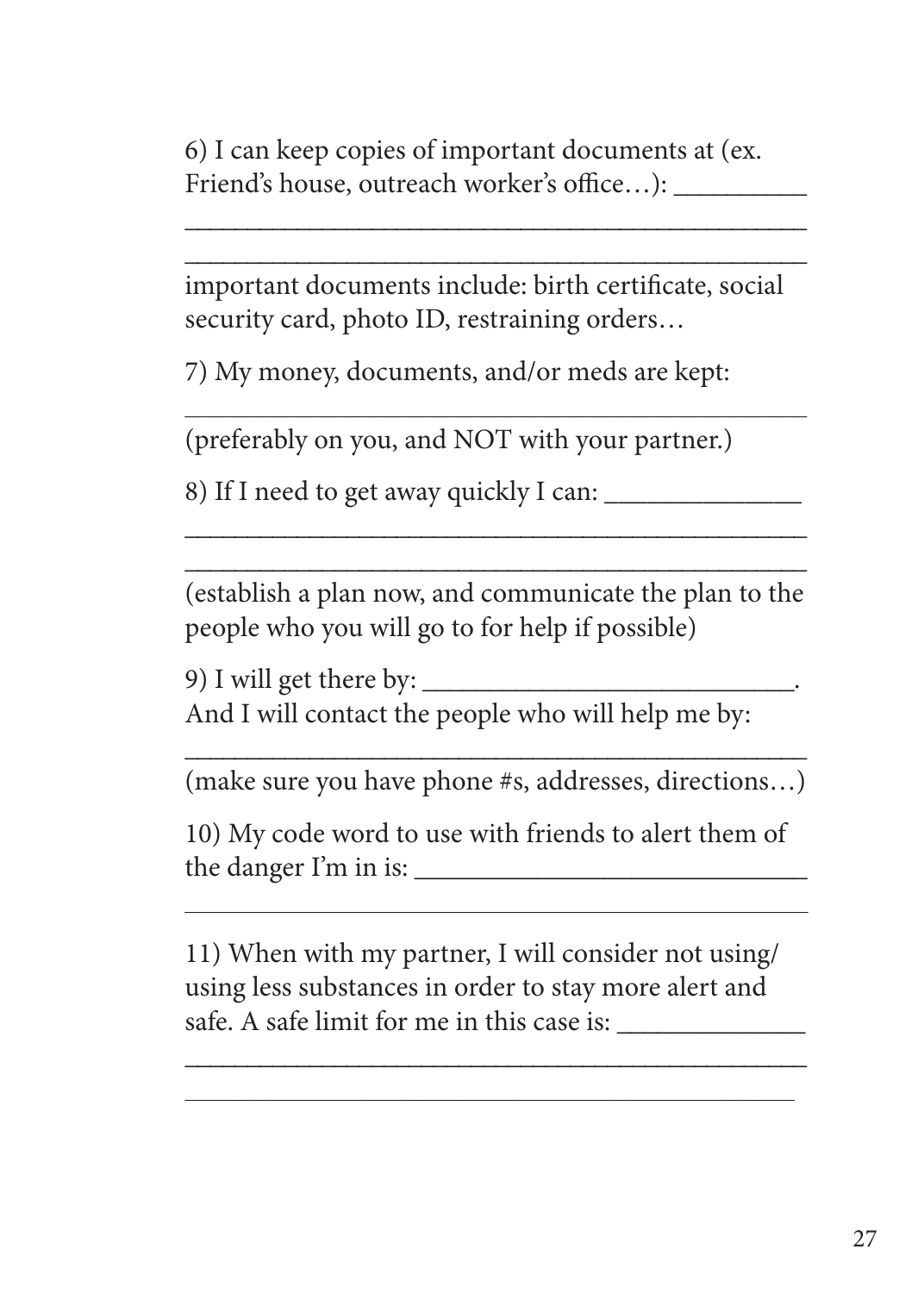6) I can keep copies of important documents at (ex. Friend's house, outreach worker's office…): __________

______________________________________________

______________________________________________

important documents include: birth certificate, social security card, photo ID, restraining orders…

7) My money, documents, and/or meds are kept:

______________________________________________

(preferably on you, and NOT with your partner.)

8) If I need to get away quickly I can: ______________

______________________________________________

______________________________________________

(establish a plan now, and communicate the plan to the people who you will go to for help if possible)

9) I will get there by: ___________________________.
And I will contact the people who will help me by:

______________________________________________

(make sure you have phone #s, addresses, directions…)

10) My code word to use with friends to alert them of the danger I'm in is: ____________________________

______________________________________________

11) When with my partner, I will consider not using/using less substances in order to stay more alert and safe. A safe limit for me in this case is: _____________

______________________________________________

______________________________________________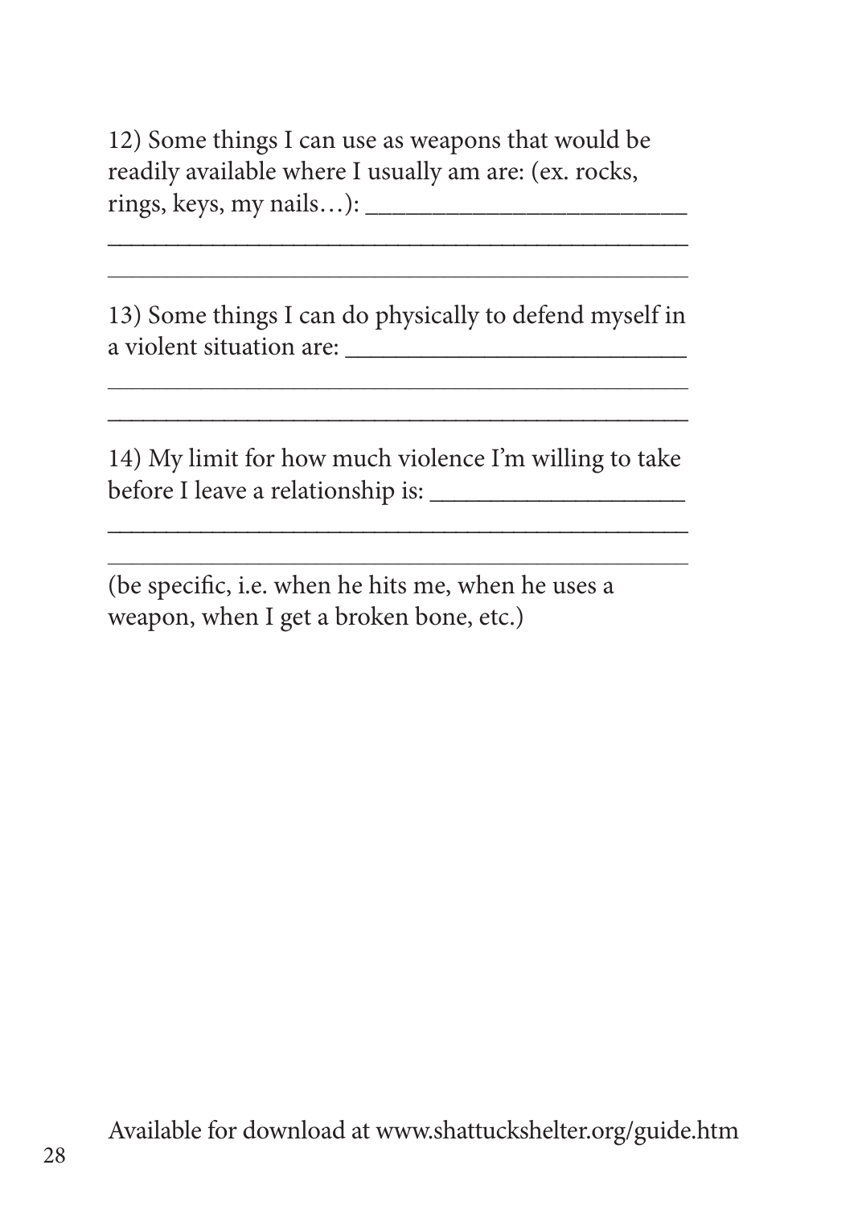12) Some things I can use as weapons that would be readily available where I usually am are: (ex. rocks, rings, keys, my nails…): ________________________

______________________________________________

______________________________________________

13) Some things I can do physically to defend myself in a violent situation are: ___________________________

______________________________________________

______________________________________________

14) My limit for how much violence I'm willing to take before I leave a relationship is: ____________________

______________________________________________

______________________________________________

(be specific, i.e. when he hits me, when he uses a weapon, when I get a broken bone, etc.)

Available for download at www.shattuckshelter.org/guide.htm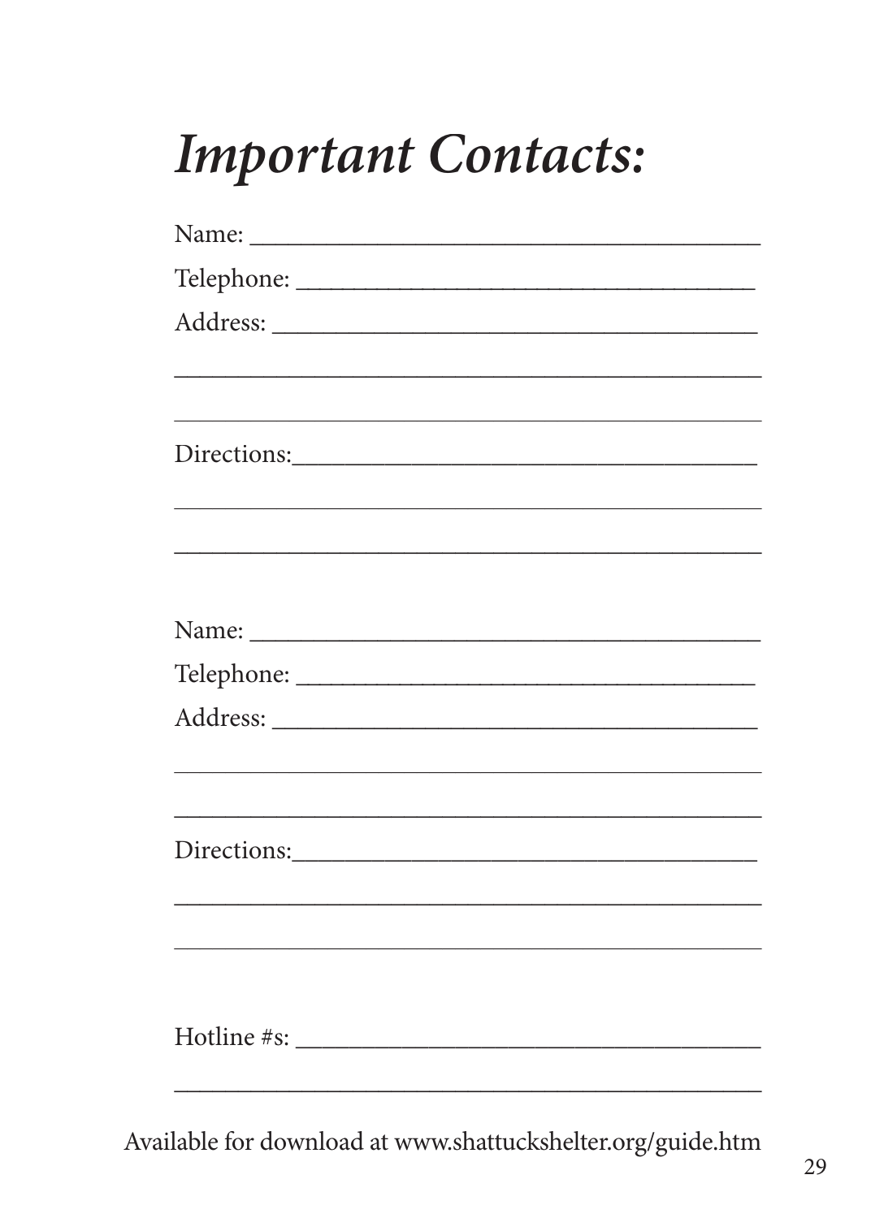# *Important Contacts:*

Name: ________________________________________

Telephone: ____________________________________

Address: ______________________________________

______________________________________________

______________________________________________

Directions:_____________________________________

______________________________________________

______________________________________________

Name: ________________________________________

Telephone: ____________________________________

Address: ______________________________________

______________________________________________

______________________________________________

Directions:_____________________________________

______________________________________________

______________________________________________

Hotline #s: ____________________________________

______________________________________________

Available for download at www.shattuckshelter.org/guide.htm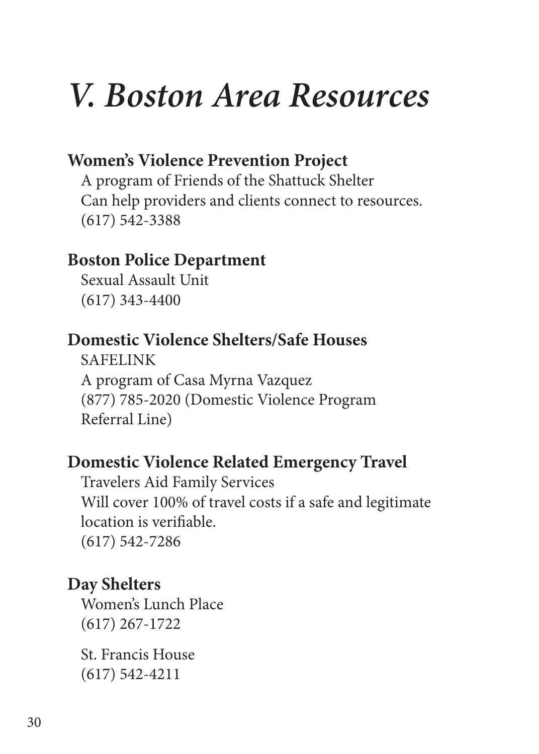# *V. Boston Area Resources*

**Women's Violence Prevention Project**
A program of Friends of the Shattuck Shelter
Can help providers and clients connect to resources.
(617) 542-3388

**Boston Police Department**
Sexual Assault Unit
(617) 343-4400

**Domestic Violence Shelters/Safe Houses**
SAFELINK
A program of Casa Myrna Vazquez
(877) 785-2020 (Domestic Violence Program Referral Line)

**Domestic Violence Related Emergency Travel**
Travelers Aid Family Services
Will cover 100% of travel costs if a safe and legitimate location is verifiable.
(617) 542-7286

**Day Shelters**
Women's Lunch Place
(617) 267-1722

St. Francis House
(617) 542-4211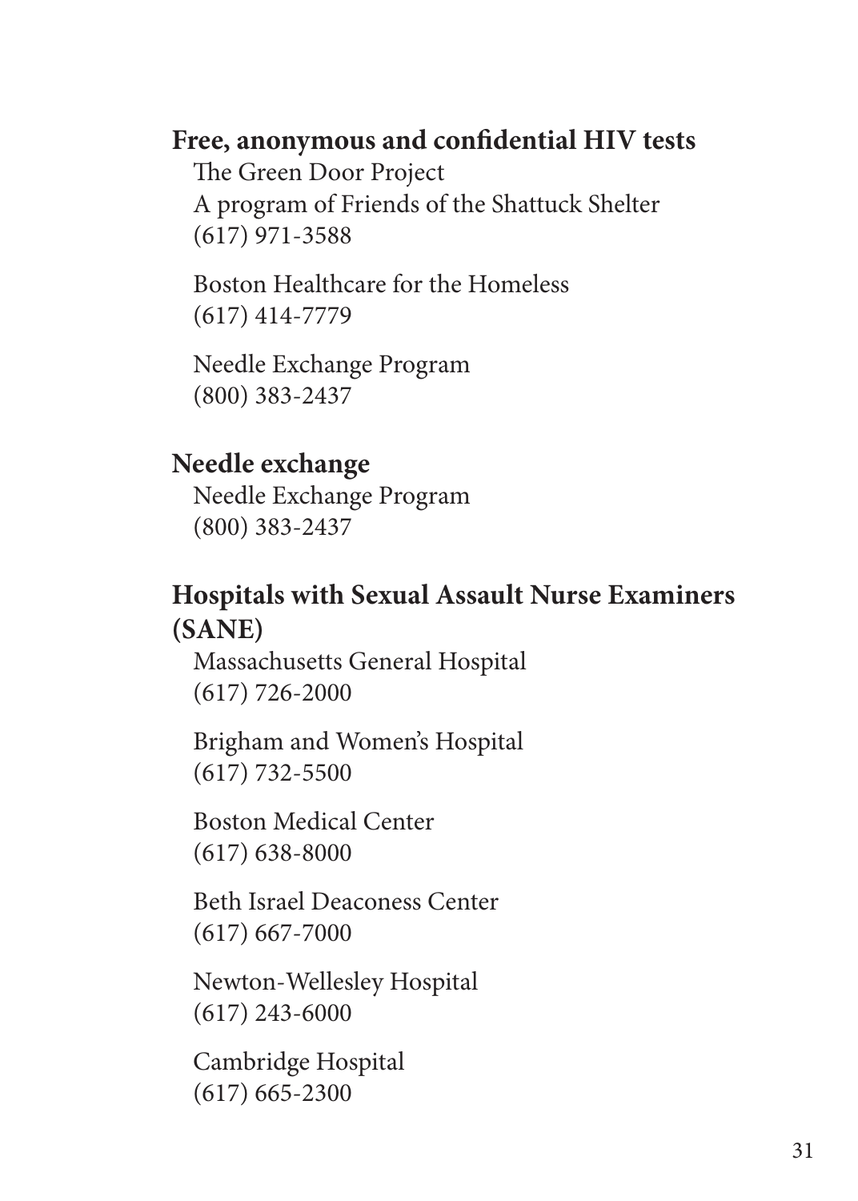## Free, anonymous and confidential HIV tests

The Green Door Project
A program of Friends of the Shattuck Shelter
(617) 971-3588

Boston Healthcare for the Homeless
(617) 414-7779

Needle Exchange Program
(800) 383-2437

## Needle exchange

Needle Exchange Program
(800) 383-2437

## Hospitals with Sexual Assault Nurse Examiners (SANE)

Massachusetts General Hospital
(617) 726-2000

Brigham and Women's Hospital
(617) 732-5500

Boston Medical Center
(617) 638-8000

Beth Israel Deaconess Center
(617) 667-7000

Newton-Wellesley Hospital
(617) 243-6000

Cambridge Hospital
(617) 665-2300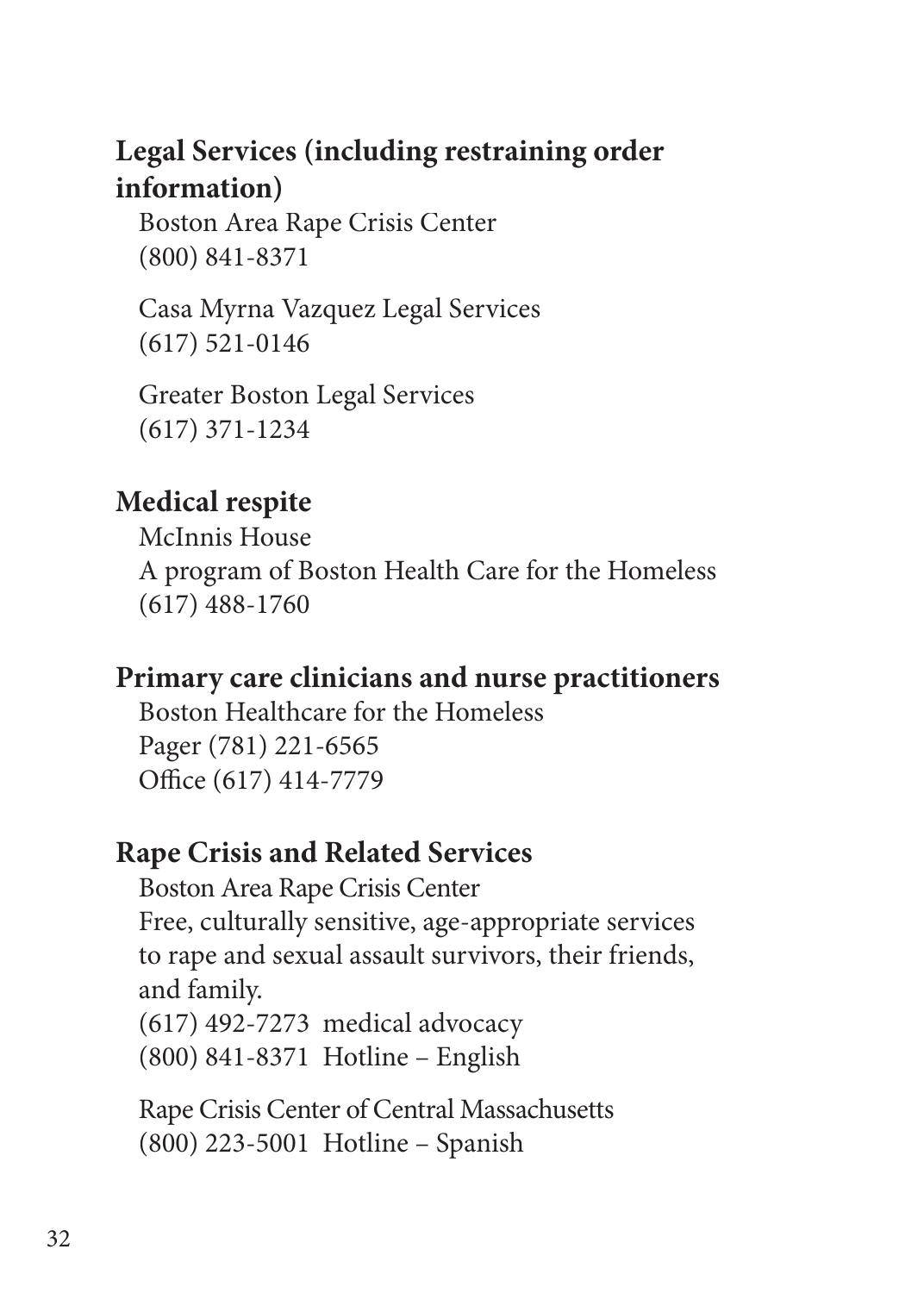## Legal Services (including restraining order information)

Boston Area Rape Crisis Center
(800) 841-8371

Casa Myrna Vazquez Legal Services
(617) 521-0146

Greater Boston Legal Services
(617) 371-1234

## Medical respite

McInnis House
A program of Boston Health Care for the Homeless
(617) 488-1760

## Primary care clinicians and nurse practitioners

Boston Healthcare for the Homeless
Pager (781) 221-6565
Office (617) 414-7779

## Rape Crisis and Related Services

Boston Area Rape Crisis Center
Free, culturally sensitive, age-appropriate services to rape and sexual assault survivors, their friends, and family.
(617) 492-7273 medical advocacy
(800) 841-8371 Hotline – English

Rape Crisis Center of Central Massachusetts
(800) 223-5001 Hotline – Spanish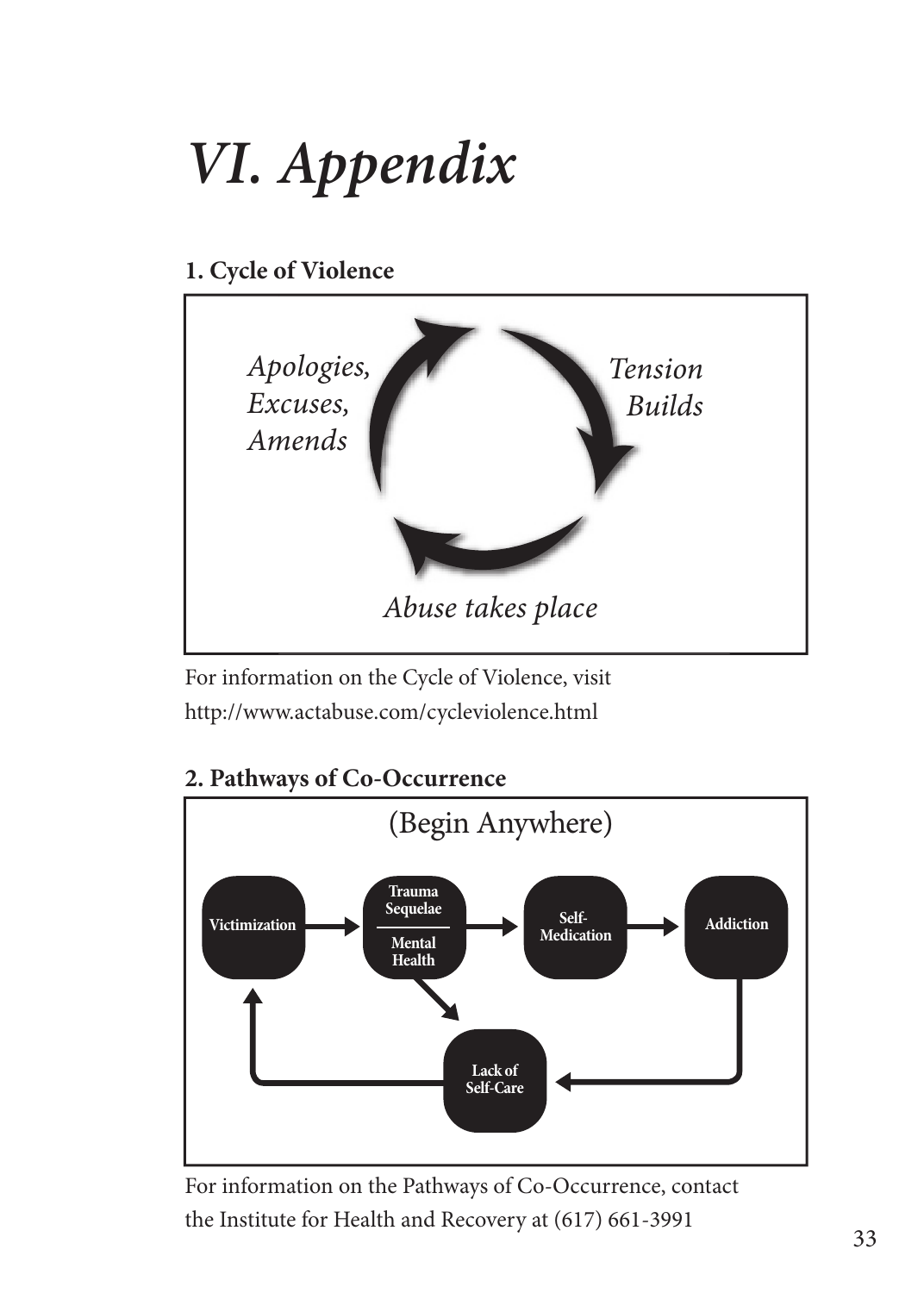# *VI. Appendix*

**1. Cycle of Violence**

*Apologies, Excuses, Amends*

*Tension Builds*

*Abuse takes place*

For information on the Cycle of Violence, visit http://www.actabuse.com/cycleviolence.html

**2. Pathways of Co-Occurrence**

(Begin Anywhere)

**Victimization** → **Trauma Sequelae / Mental Health** → **Self-Medication** → **Addiction** → **Lack of Self-Care** → **Victimization**

**Trauma Sequelae / Mental Health** → **Lack of Self-Care**

For information on the Pathways of Co-Occurrence, contact the Institute for Health and Recovery at (617) 661-3991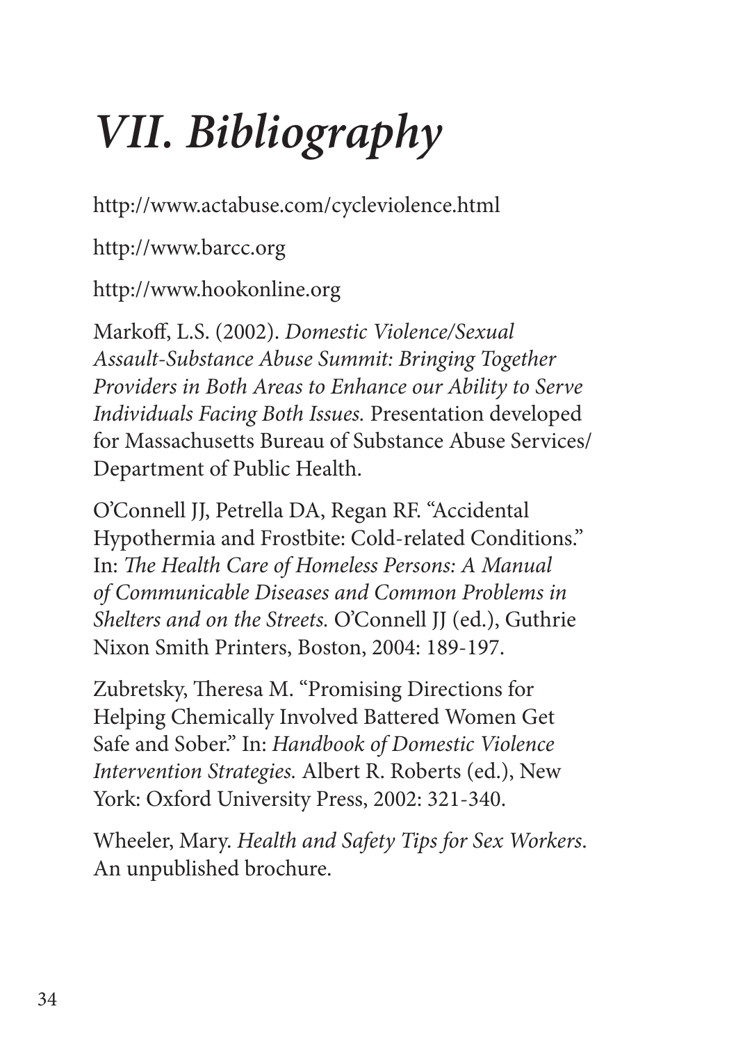# *VII. Bibliography*

http://www.actabuse.com/cycleviolence.html

http://www.barcc.org

http://www.hookonline.org

Markoff, L.S. (2002). *Domestic Violence/Sexual Assault-Substance Abuse Summit: Bringing Together Providers in Both Areas to Enhance our Ability to Serve Individuals Facing Both Issues.* Presentation developed for Massachusetts Bureau of Substance Abuse Services/ Department of Public Health.

O'Connell JJ, Petrella DA, Regan RF. "Accidental Hypothermia and Frostbite: Cold-related Conditions." In: *The Health Care of Homeless Persons: A Manual of Communicable Diseases and Common Problems in Shelters and on the Streets.* O'Connell JJ (ed.), Guthrie Nixon Smith Printers, Boston, 2004: 189-197.

Zubretsky, Theresa M. "Promising Directions for Helping Chemically Involved Battered Women Get Safe and Sober." In: *Handbook of Domestic Violence Intervention Strategies.* Albert R. Roberts (ed.), New York: Oxford University Press, 2002: 321-340.

Wheeler, Mary. *Health and Safety Tips for Sex Workers*. An unpublished brochure.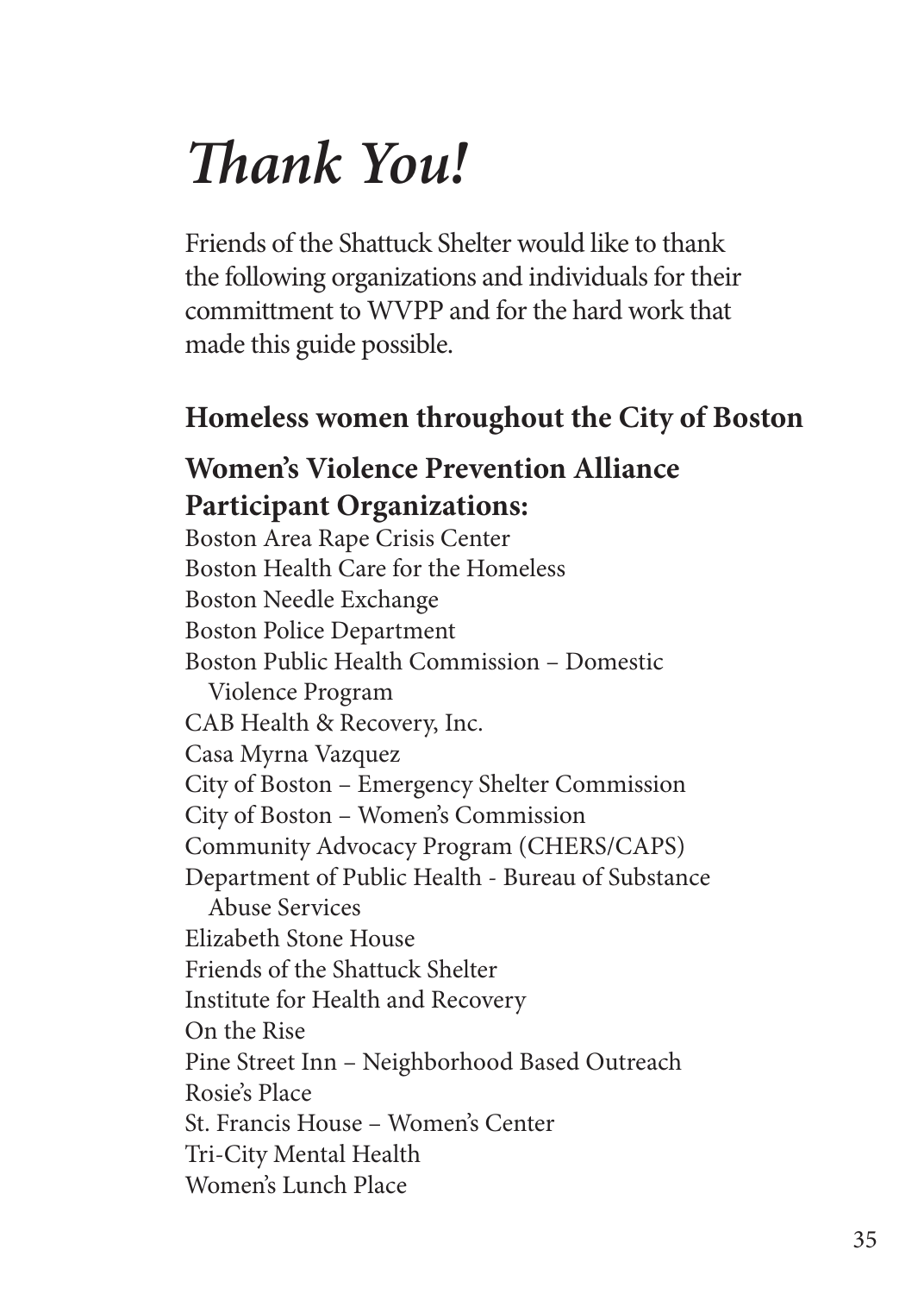# *Thank You!*

Friends of the Shattuck Shelter would like to thank the following organizations and individuals for their committment to WVPP and for the hard work that made this guide possible.

### Homeless women throughout the City of Boston

### Women's Violence Prevention Alliance Participant Organizations:

Boston Area Rape Crisis Center
Boston Health Care for the Homeless
Boston Needle Exchange
Boston Police Department
Boston Public Health Commission – Domestic Violence Program
CAB Health & Recovery, Inc.
Casa Myrna Vazquez
City of Boston – Emergency Shelter Commission
City of Boston – Women's Commission
Community Advocacy Program (CHERS/CAPS)
Department of Public Health - Bureau of Substance Abuse Services
Elizabeth Stone House
Friends of the Shattuck Shelter
Institute for Health and Recovery
On the Rise
Pine Street Inn – Neighborhood Based Outreach
Rosie's Place
St. Francis House – Women's Center
Tri-City Mental Health
Women's Lunch Place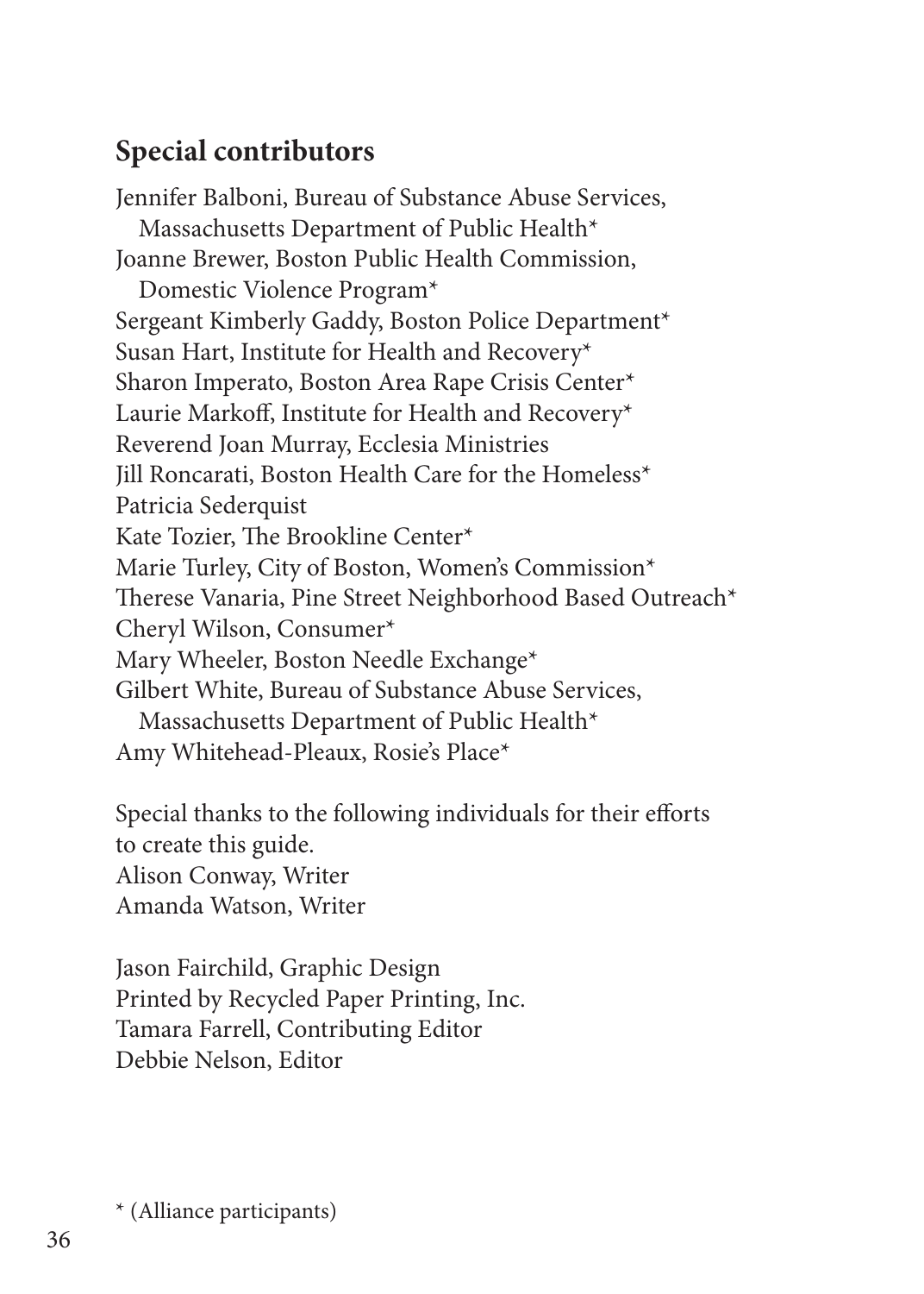## Special contributors

Jennifer Balboni, Bureau of Substance Abuse Services, Massachusetts Department of Public Health*
Joanne Brewer, Boston Public Health Commission, Domestic Violence Program*
Sergeant Kimberly Gaddy, Boston Police Department*
Susan Hart, Institute for Health and Recovery*
Sharon Imperato, Boston Area Rape Crisis Center*
Laurie Markoff, Institute for Health and Recovery*
Reverend Joan Murray, Ecclesia Ministries
Jill Roncarati, Boston Health Care for the Homeless*
Patricia Sederquist
Kate Tozier, The Brookline Center*
Marie Turley, City of Boston, Women's Commission*
Therese Vanaria, Pine Street Neighborhood Based Outreach*
Cheryl Wilson, Consumer*
Mary Wheeler, Boston Needle Exchange*
Gilbert White, Bureau of Substance Abuse Services, Massachusetts Department of Public Health*
Amy Whitehead-Pleaux, Rosie's Place*

Special thanks to the following individuals for their efforts to create this guide.
Alison Conway, Writer
Amanda Watson, Writer

Jason Fairchild, Graphic Design
Printed by Recycled Paper Printing, Inc.
Tamara Farrell, Contributing Editor
Debbie Nelson, Editor

* (Alliance participants)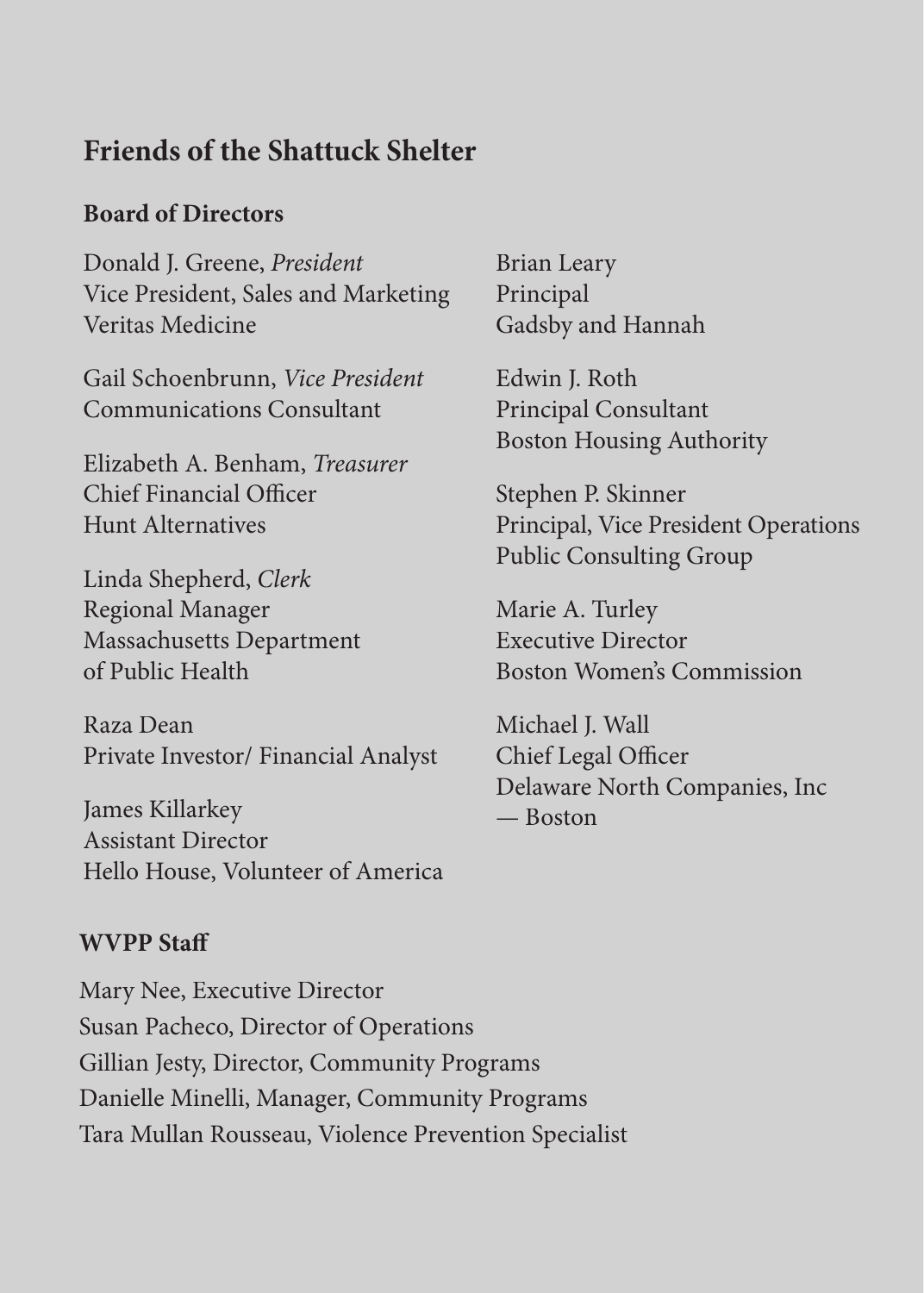## Friends of the Shattuck Shelter

### Board of Directors

Donald J. Greene, *President*
Vice President, Sales and Marketing
Veritas Medicine

Gail Schoenbrunn, *Vice President*
Communications Consultant

Elizabeth A. Benham, *Treasurer*
Chief Financial Officer
Hunt Alternatives

Linda Shepherd, *Clerk*
Regional Manager
Massachusetts Department
of Public Health

Raza Dean
Private Investor/ Financial Analyst

James Killarkey
Assistant Director
Hello House, Volunteer of America

Brian Leary
Principal
Gadsby and Hannah

Edwin J. Roth
Principal Consultant
Boston Housing Authority

Stephen P. Skinner
Principal, Vice President Operations
Public Consulting Group

Marie A. Turley
Executive Director
Boston Women's Commission

Michael J. Wall
Chief Legal Officer
Delaware North Companies, Inc
— Boston

### WVPP Staff

Mary Nee, Executive Director
Susan Pacheco, Director of Operations
Gillian Jesty, Director, Community Programs
Danielle Minelli, Manager, Community Programs
Tara Mullan Rousseau, Violence Prevention Specialist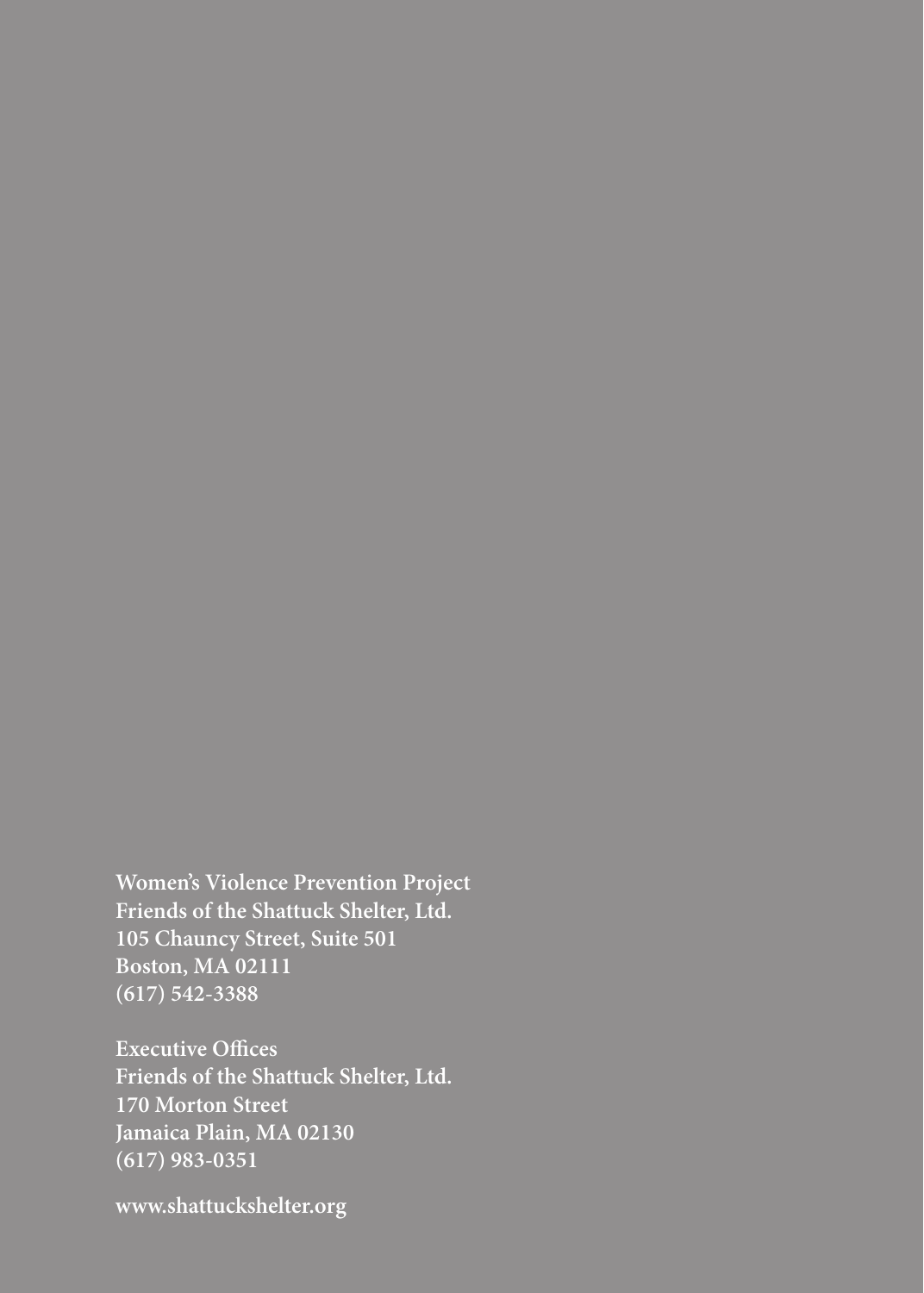**Women's Violence Prevention Project**
**Friends of the Shattuck Shelter, Ltd.**
**105 Chauncy Street, Suite 501**
**Boston, MA 02111**
**(617) 542-3388**

**Executive Offices**
**Friends of the Shattuck Shelter, Ltd.**
**170 Morton Street**
**Jamaica Plain, MA 02130**
**(617) 983-0351**

**www.shattuckshelter.org**